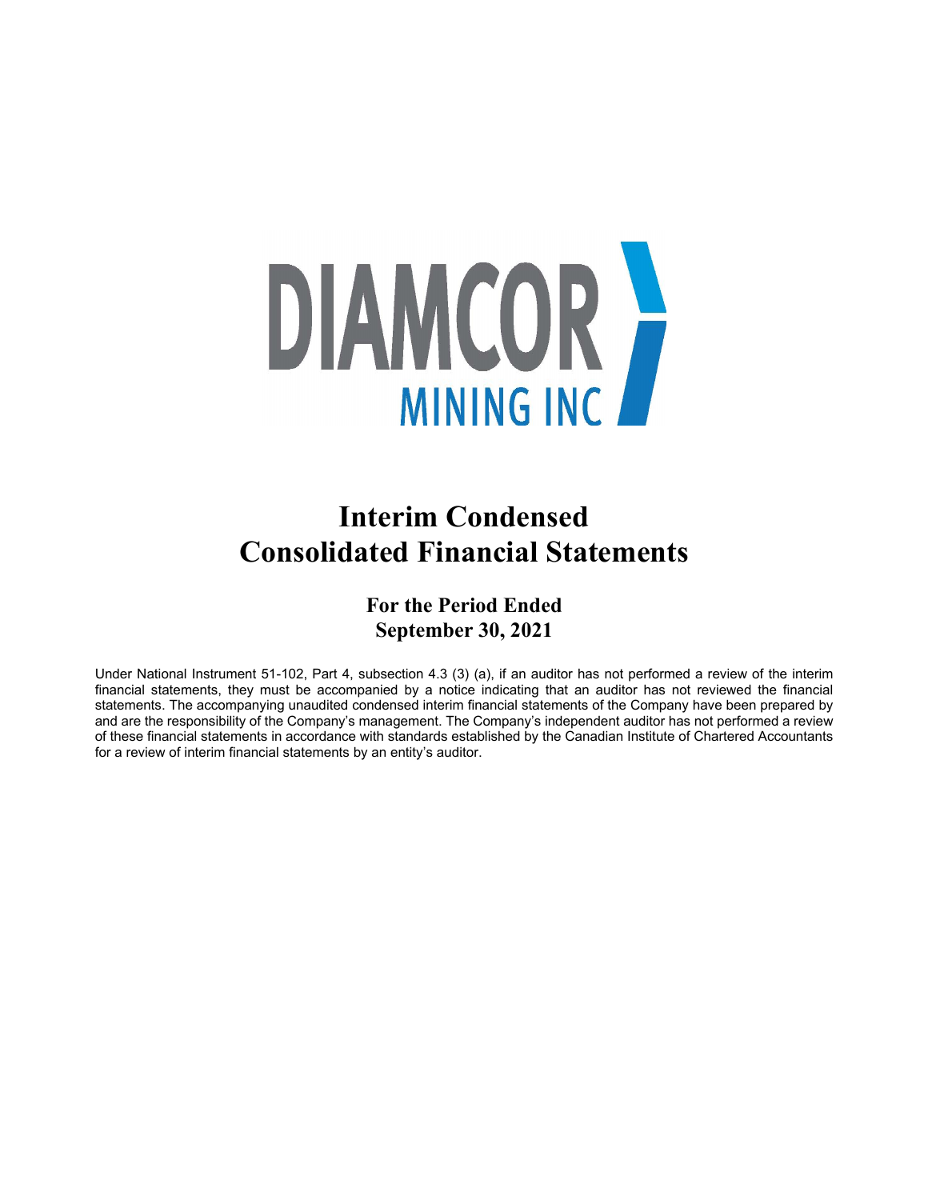# DIAMCOR MINING INC

# Interim Condensed Consolidated Financial Statements

## For the Period Ended September 30, 2021

Under National Instrument 51-102, Part 4, subsection 4.3 (3) (a), if an auditor has not performed a review of the interim financial statements, they must be accompanied by a notice indicating that an auditor has not reviewed the financial statements. The accompanying unaudited condensed interim financial statements of the Company have been prepared by and are the responsibility of the Company's management. The Company's independent auditor has not performed a review of these financial statements in accordance with standards established by the Canadian Institute of Chartered Accountants for a review of interim financial statements by an entity's auditor.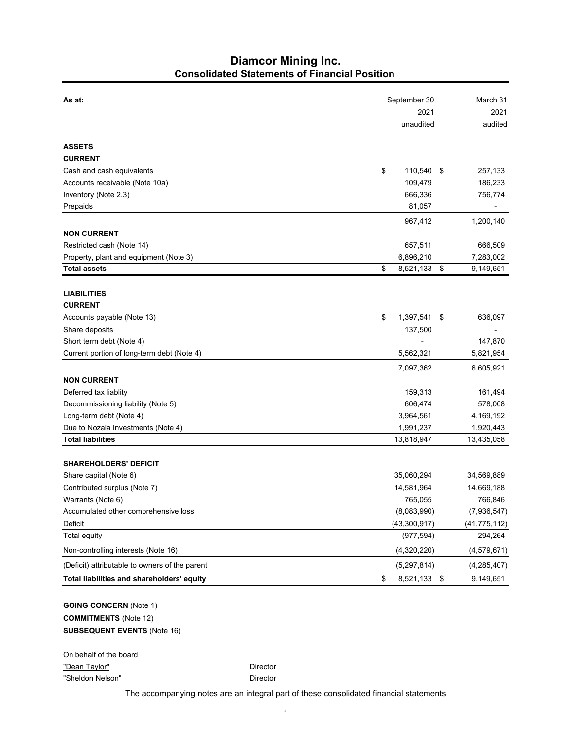# Diamcor Mining Inc.

## Consolidated Statements of Financial Position

| As at: | September 30 2021 unaudited | March 31 2021 audited |
|---|---|---|
| **ASSETS** | | |
| **CURRENT** | | |
| Cash and cash equivalents | $ 110,540 | $ 257,133 |
| Accounts receivable (Note 10a) | 109,479 | 186,233 |
| Inventory (Note 2.3) | 666,336 | 756,774 |
| Prepaids | 81,057 | - |
| | 967,412 | 1,200,140 |
| **NON CURRENT** | | |
| Restricted cash (Note 14) | 657,511 | 666,509 |
| Property, plant and equipment (Note 3) | 6,896,210 | 7,283,002 |
| **Total assets** | $ 8,521,133 | $ 9,149,651 |
| **LIABILITIES** | | |
| **CURRENT** | | |
| Accounts payable (Note 13) | $ 1,397,541 | $ 636,097 |
| Share deposits | 137,500 | - |
| Short term debt (Note 4) | - | 147,870 |
| Current portion of long-term debt (Note 4) | 5,562,321 | 5,821,954 |
| | 7,097,362 | 6,605,921 |
| **NON CURRENT** | | |
| Deferred tax liablity | 159,313 | 161,494 |
| Decommissioning liability (Note 5) | 606,474 | 578,008 |
| Long-term debt (Note 4) | 3,964,561 | 4,169,192 |
| Due to Nozala Investments (Note 4) | 1,991,237 | 1,920,443 |
| **Total liabilities** | 13,818,947 | 13,435,058 |
| **SHAREHOLDERS' DEFICIT** | | |
| Share capital (Note 6) | 35,060,294 | 34,569,889 |
| Contributed surplus (Note 7) | 14,581,964 | 14,669,188 |
| Warrants (Note 6) | 765,055 | 766,846 |
| Accumulated other comprehensive loss | (8,083,990) | (7,936,547) |
| Deficit | (43,300,917) | (41,775,112) |
| Total equity | (977,594) | 294,264 |
| Non-controlling interests (Note 16) | (4,320,220) | (4,579,671) |
| (Deficit) attributable to owners of the parent | (5,297,814) | (4,285,407) |
| **Total liabilities and shareholders' equity** | $ 8,521,133 | $ 9,149,651 |

**GOING CONCERN** (Note 1)

**COMMITMENTS** (Note 12)

**SUBSEQUENT EVENTS** (Note 16)

On behalf of the board

"Dean Taylor" Director

"Sheldon Nelson" Director

The accompanying notes are an integral part of these consolidated financial statements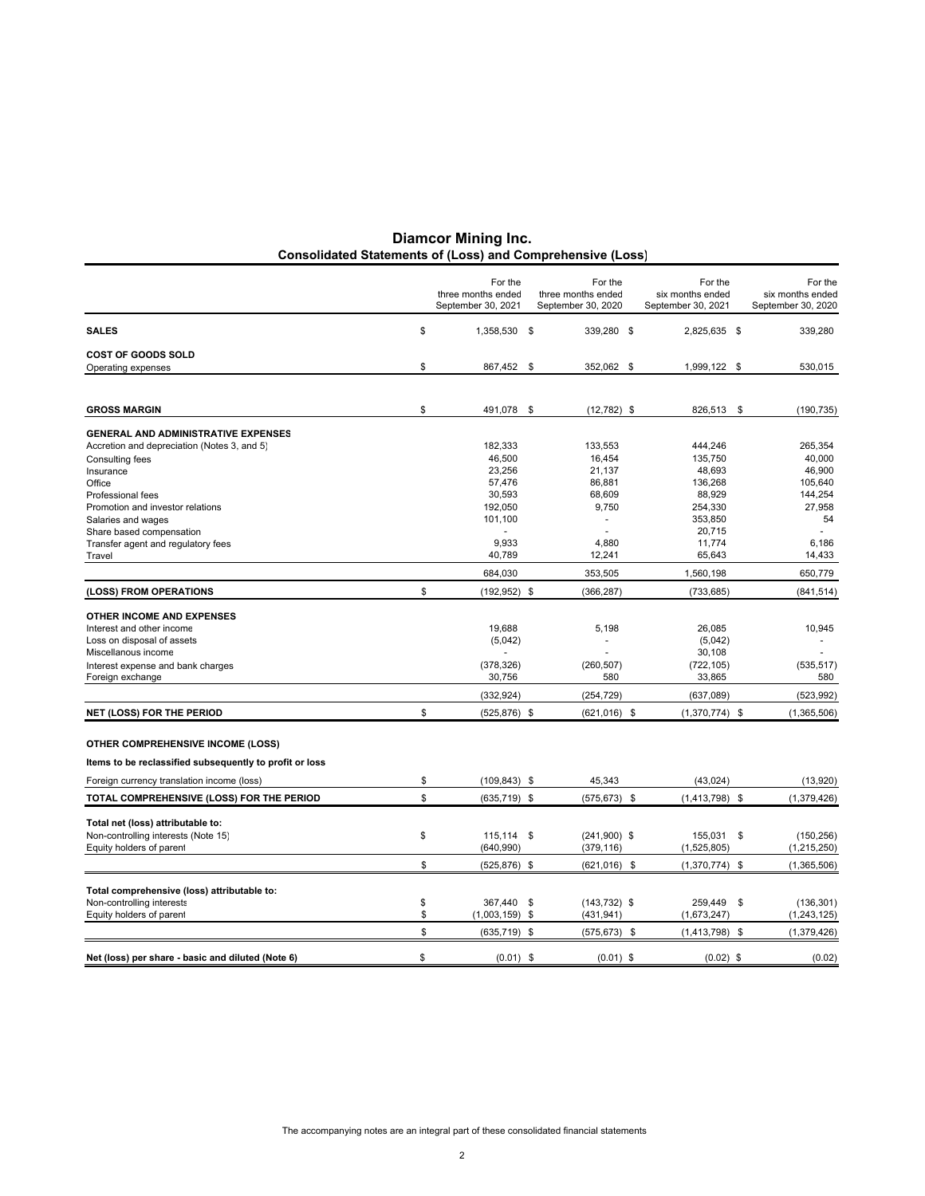# Diamcor Mining Inc.

## Consolidated Statements of (Loss) and Comprehensive (Loss)

| | For the three months ended September 30, 2021 | For the three months ended September 30, 2020 | For the six months ended September 30, 2021 | For the six months ended September 30, 2020 |
|---|---|---|---|---|
| **SALES** | $ 1,358,530 | $ 339,280 | $ 2,825,635 | $ 339,280 |
| **COST OF GOODS SOLD** | | | | |
| Operating expenses | $ 867,452 | $ 352,062 | $ 1,999,122 | $ 530,015 |
| **GROSS MARGIN** | $ 491,078 | $ (12,782) | $ 826,513 | $ (190,735) |
| **GENERAL AND ADMINISTRATIVE EXPENSES** | | | | |
| Accretion and depreciation (Notes 3, and 5) | 182,333 | 133,553 | 444,246 | 265,354 |
| Consulting fees | 46,500 | 16,454 | 135,750 | 40,000 |
| Insurance | 23,256 | 21,137 | 48,693 | 46,900 |
| Office | 57,476 | 86,881 | 136,268 | 105,640 |
| Professional fees | 30,593 | 68,609 | 88,929 | 144,254 |
| Promotion and investor relations | 192,050 | 9,750 | 254,330 | 27,958 |
| Salaries and wages | 101,100 | - | 353,850 | 54 |
| Share based compensation | - | - | 20,715 | - |
| Transfer agent and regulatory fees | 9,933 | 4,880 | 11,774 | 6,186 |
| Travel | 40,789 | 12,241 | 65,643 | 14,433 |
| | 684,030 | 353,505 | 1,560,198 | 650,779 |
| **(LOSS) FROM OPERATIONS** | $ (192,952) | $ (366,287) | (733,685) | (841,514) |
| **OTHER INCOME AND EXPENSES** | | | | |
| Interest and other income | 19,688 | 5,198 | 26,085 | 10,945 |
| Loss on disposal of assets | (5,042) | - | (5,042) | - |
| Miscellanous income | - | - | 30,108 | - |
| Interest expense and bank charges | (378,326) | (260,507) | (722,105) | (535,517) |
| Foreign exchange | 30,756 | 580 | 33,865 | 580 |
| | (332,924) | (254,729) | (637,089) | (523,992) |
| **NET (LOSS) FOR THE PERIOD** | $ (525,876) | $ (621,016) | $ (1,370,774) | $ (1,365,506) |
| **OTHER COMPREHENSIVE INCOME (LOSS)** | | | | |
| **Items to be reclassified subsequently to profit or loss** | | | | |
| Foreign currency translation income (loss) | $ (109,843) | $ 45,343 | (43,024) | (13,920) |
| **TOTAL COMPREHENSIVE (LOSS) FOR THE PERIOD** | $ (635,719) | $ (575,673) | $ (1,413,798) | $ (1,379,426) |
| **Total net (loss) attributable to:** | | | | |
| Non-controlling interests (Note 15) | $ 115,114 | $ (241,900) | $ 155,031 | $ (150,256) |
| Equity holders of parent | (640,990) | (379,116) | (1,525,805) | (1,215,250) |
| | $ (525,876) | $ (621,016) | $ (1,370,774) | $ (1,365,506) |
| **Total comprehensive (loss) attributable to:** | | | | |
| Non-controlling interests | $ 367,440 | $ (143,732) | $ 259,449 | $ (136,301) |
| Equity holders of parent | $ (1,003,159) | $ (431,941) | (1,673,247) | (1,243,125) |
| | $ (635,719) | $ (575,673) | $ (1,413,798) | $ (1,379,426) |
| **Net (loss) per share - basic and diluted (Note 6)** | $ (0.01) | $ (0.01) | $ (0.02) | $ (0.02) |

The accompanying notes are an integral part of these consolidated financial statements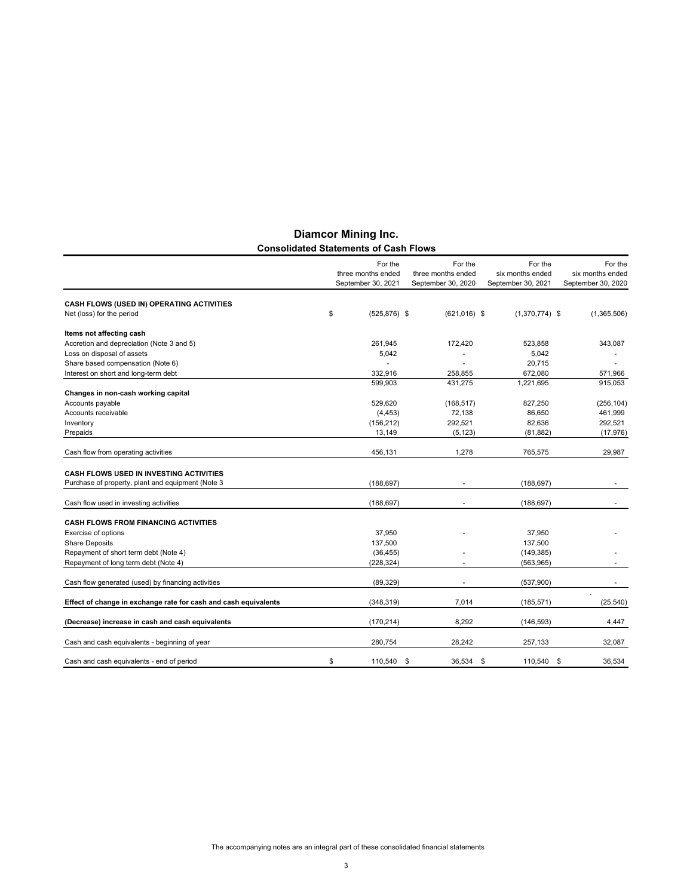# Diamcor Mining Inc.

## Consolidated Statements of Cash Flows

| | For the three months ended September 30, 2021 | For the three months ended September 30, 2020 | For the six months ended September 30, 2021 | For the six months ended September 30, 2020 |
|---|---|---|---|---|
| **CASH FLOWS (USED IN) OPERATING ACTIVITIES** | | | | |
| Net (loss) for the period | $ (525,876) | $ (621,016) | $ (1,370,774) | $ (1,365,506) |
| **Items not affecting cash** | | | | |
| Accretion and depreciation (Note 3 and 5) | 261,945 | 172,420 | 523,858 | 343,087 |
| Loss on disposal of assets | 5,042 | - | 5,042 | - |
| Share based compensation (Note 6) | - | - | 20,715 | - |
| Interest on short and long-term debt | 332,916 | 258,855 | 672,080 | 571,966 |
| | 599,903 | 431,275 | 1,221,695 | 915,053 |
| **Changes in non-cash working capital** | | | | |
| Accounts payable | 529,620 | (168,517) | 827,250 | (256,104) |
| Accounts receivable | (4,453) | 72,138 | 86,650 | 461,999 |
| Inventory | (156,212) | 292,521 | 82,636 | 292,521 |
| Prepaids | 13,149 | (5,123) | (81,882) | (17,976) |
| Cash flow from operating activities | 456,131 | 1,278 | 765,575 | 29,987 |
| **CASH FLOWS USED IN INVESTING ACTIVITIES** | | | | |
| Purchase of property, plant and equipment (Note 3 | (188,697) | - | (188,697) | - |
| Cash flow used in investing activities | (188,697) | - | (188,697) | - |
| **CASH FLOWS FROM FINANCING ACTIVITIES** | | | | |
| Exercise of options | 37,950 | - | 37,950 | - |
| Share Deposits | 137,500 | | 137,500 | |
| Repayment of short term debt (Note 4) | (36,455) | - | (149,385) | - |
| Repayment of long term debt (Note 4) | (228,324) | - | (563,965) | - |
| Cash flow generated (used) by financing activities | (89,329) | - | (537,900) | - |
| **Effect of change in exchange rate for cash and cash equivalents** | (348,319) | 7,014 | (185,571) | (25,540) |
| **(Decrease) increase in cash and cash equivalents** | (170,214) | 8,292 | (146,593) | 4,447 |
| Cash and cash equivalents - beginning of year | 280,754 | 28,242 | 257,133 | 32,087 |
| Cash and cash equivalents - end of period | $ 110,540 | $ 36,534 | $ 110,540 | $ 36,534 |

The accompanying notes are an integral part of these consolidated financial statements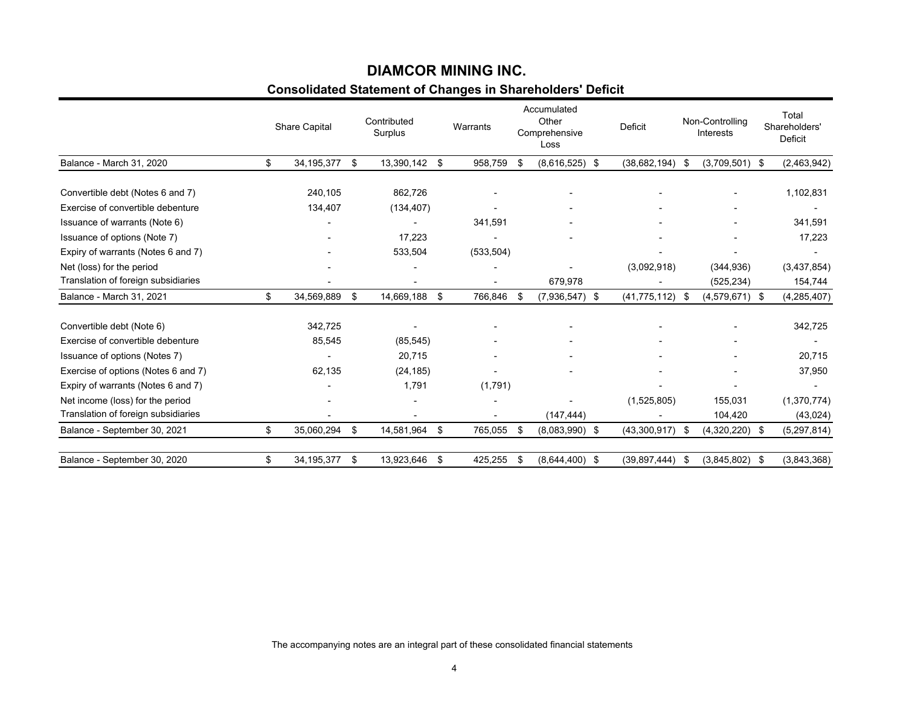# DIAMCOR MINING INC.

## Consolidated Statement of Changes in Shareholders' Deficit

| | Share Capital | Contributed Surplus | Warrants | Accumulated Other Comprehensive Loss | Deficit | Non-Controlling Interests | Total Shareholders' Deficit |
|---|---|---|---|---|---|---|---|
| Balance - March 31, 2020 | $ 34,195,377 | $ 13,390,142 | $ 958,759 | $ (8,616,525) | $ (38,682,194) | $ (3,709,501) | $ (2,463,942) |
| Convertible debt (Notes 6 and 7) | 240,105 | 862,726 | - | - | - | - | 1,102,831 |
| Exercise of convertible debenture | 134,407 | (134,407) | - | - | - | - | - |
| Issuance of warrants (Note 6) | - | - | 341,591 | - | - | - | 341,591 |
| Issuance of options (Note 7) | - | 17,223 | - | - | - | - | 17,223 |
| Expiry of warrants (Notes 6 and 7) | - | 533,504 | (533,504) | | - | - | - |
| Net (loss) for the period | - | - | - | - | (3,092,918) | (344,936) | (3,437,854) |
| Translation of foreign subsidiaries | - | - | - | 679,978 | - | (525,234) | 154,744 |
| Balance - March 31, 2021 | $ 34,569,889 | $ 14,669,188 | $ 766,846 | $ (7,936,547) | $ (41,775,112) | $ (4,579,671) | $ (4,285,407) |
| Convertible debt (Note 6) | 342,725 | - | - | - | - | - | 342,725 |
| Exercise of convertible debenture | 85,545 | (85,545) | - | - | - | - | - |
| Issuance of options (Notes 7) | - | 20,715 | - | - | - | - | 20,715 |
| Exercise of options (Notes 6 and 7) | 62,135 | (24,185) | - | - | - | - | 37,950 |
| Expiry of warrants (Notes 6 and 7) | - | 1,791 | (1,791) | | - | - | - |
| Net income (loss) for the period | - | - | - | - | (1,525,805) | 155,031 | (1,370,774) |
| Translation of foreign subsidiaries | - | - | - | (147,444) | - | 104,420 | (43,024) |
| Balance - September 30, 2021 | $ 35,060,294 | $ 14,581,964 | $ 765,055 | $ (8,083,990) | $ (43,300,917) | $ (4,320,220) | $ (5,297,814) |
| Balance - September 30, 2020 | $ 34,195,377 | $ 13,923,646 | $ 425,255 | $ (8,644,400) | $ (39,897,444) | $ (3,845,802) | $ (3,843,368) |

The accompanying notes are an integral part of these consolidated financial statements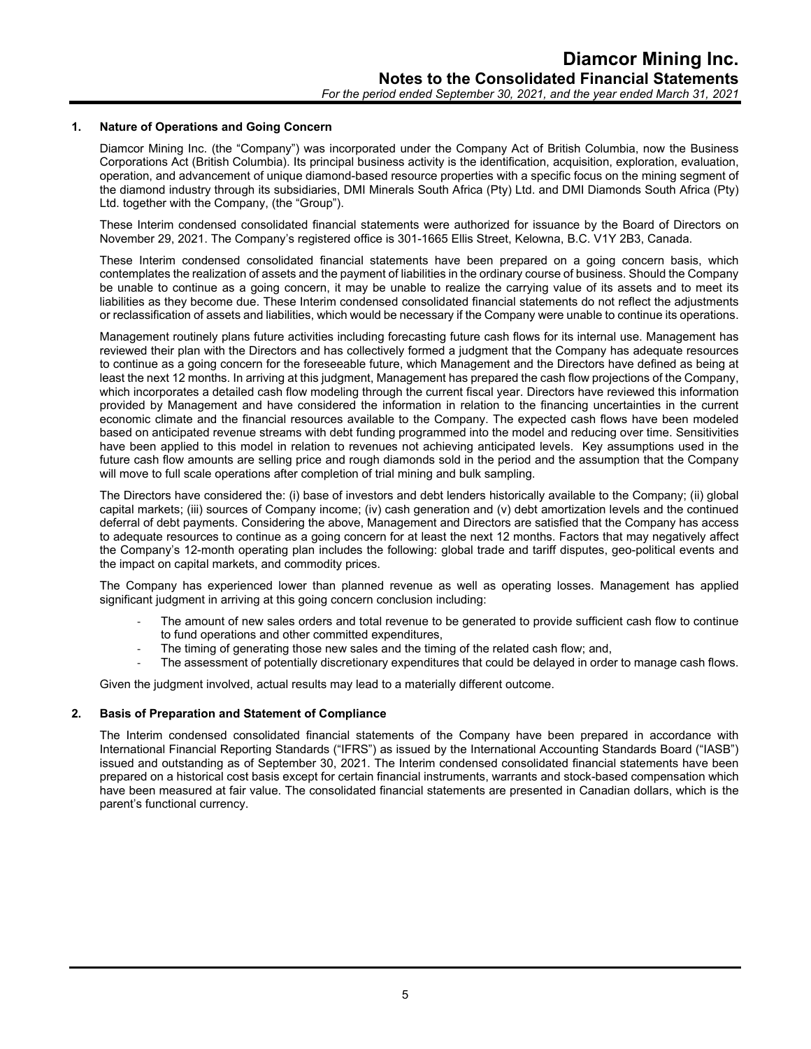## 1. Nature of Operations and Going Concern

Diamcor Mining Inc. (the "Company") was incorporated under the Company Act of British Columbia, now the Business Corporations Act (British Columbia). Its principal business activity is the identification, acquisition, exploration, evaluation, operation, and advancement of unique diamond-based resource properties with a specific focus on the mining segment of the diamond industry through its subsidiaries, DMI Minerals South Africa (Pty) Ltd. and DMI Diamonds South Africa (Pty) Ltd. together with the Company, (the "Group").

These Interim condensed consolidated financial statements were authorized for issuance by the Board of Directors on November 29, 2021. The Company's registered office is 301-1665 Ellis Street, Kelowna, B.C. V1Y 2B3, Canada.

These Interim condensed consolidated financial statements have been prepared on a going concern basis, which contemplates the realization of assets and the payment of liabilities in the ordinary course of business. Should the Company be unable to continue as a going concern, it may be unable to realize the carrying value of its assets and to meet its liabilities as they become due. These Interim condensed consolidated financial statements do not reflect the adjustments or reclassification of assets and liabilities, which would be necessary if the Company were unable to continue its operations.

Management routinely plans future activities including forecasting future cash flows for its internal use. Management has reviewed their plan with the Directors and has collectively formed a judgment that the Company has adequate resources to continue as a going concern for the foreseeable future, which Management and the Directors have defined as being at least the next 12 months. In arriving at this judgment, Management has prepared the cash flow projections of the Company, which incorporates a detailed cash flow modeling through the current fiscal year. Directors have reviewed this information provided by Management and have considered the information in relation to the financing uncertainties in the current economic climate and the financial resources available to the Company. The expected cash flows have been modeled based on anticipated revenue streams with debt funding programmed into the model and reducing over time. Sensitivities have been applied to this model in relation to revenues not achieving anticipated levels. Key assumptions used in the future cash flow amounts are selling price and rough diamonds sold in the period and the assumption that the Company will move to full scale operations after completion of trial mining and bulk sampling.

The Directors have considered the: (i) base of investors and debt lenders historically available to the Company; (ii) global capital markets; (iii) sources of Company income; (iv) cash generation and (v) debt amortization levels and the continued deferral of debt payments. Considering the above, Management and Directors are satisfied that the Company has access to adequate resources to continue as a going concern for at least the next 12 months. Factors that may negatively affect the Company's 12-month operating plan includes the following: global trade and tariff disputes, geo-political events and the impact on capital markets, and commodity prices.

The Company has experienced lower than planned revenue as well as operating losses. Management has applied significant judgment in arriving at this going concern conclusion including:

- The amount of new sales orders and total revenue to be generated to provide sufficient cash flow to continue to fund operations and other committed expenditures,
- The timing of generating those new sales and the timing of the related cash flow; and,
- The assessment of potentially discretionary expenditures that could be delayed in order to manage cash flows.

Given the judgment involved, actual results may lead to a materially different outcome.

## 2. Basis of Preparation and Statement of Compliance

The Interim condensed consolidated financial statements of the Company have been prepared in accordance with International Financial Reporting Standards ("IFRS") as issued by the International Accounting Standards Board ("IASB") issued and outstanding as of September 30, 2021. The Interim condensed consolidated financial statements have been prepared on a historical cost basis except for certain financial instruments, warrants and stock-based compensation which have been measured at fair value. The consolidated financial statements are presented in Canadian dollars, which is the parent's functional currency.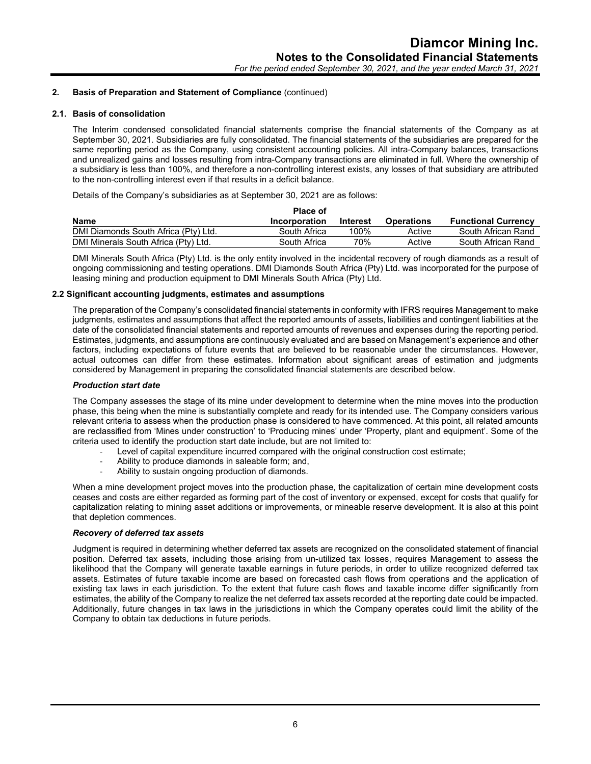## 2. Basis of Preparation and Statement of Compliance (continued)

### 2.1. Basis of consolidation

The Interim condensed consolidated financial statements comprise the financial statements of the Company as at September 30, 2021. Subsidiaries are fully consolidated. The financial statements of the subsidiaries are prepared for the same reporting period as the Company, using consistent accounting policies. All intra-Company balances, transactions and unrealized gains and losses resulting from intra-Company transactions are eliminated in full. Where the ownership of a subsidiary is less than 100%, and therefore a non-controlling interest exists, any losses of that subsidiary are attributed to the non-controlling interest even if that results in a deficit balance.

Details of the Company's subsidiaries as at September 30, 2021 are as follows:

| Name | Place of Incorporation | Interest | Operations | Functional Currency |
|---|---|---|---|---|
| DMI Diamonds South Africa (Pty) Ltd. | South Africa | 100% | Active | South African Rand |
| DMI Minerals South Africa (Pty) Ltd. | South Africa | 70% | Active | South African Rand |

DMI Minerals South Africa (Pty) Ltd. is the only entity involved in the incidental recovery of rough diamonds as a result of ongoing commissioning and testing operations. DMI Diamonds South Africa (Pty) Ltd. was incorporated for the purpose of leasing mining and production equipment to DMI Minerals South Africa (Pty) Ltd.

### 2.2 Significant accounting judgments, estimates and assumptions

The preparation of the Company's consolidated financial statements in conformity with IFRS requires Management to make judgments, estimates and assumptions that affect the reported amounts of assets, liabilities and contingent liabilities at the date of the consolidated financial statements and reported amounts of revenues and expenses during the reporting period. Estimates, judgments, and assumptions are continuously evaluated and are based on Management's experience and other factors, including expectations of future events that are believed to be reasonable under the circumstances. However, actual outcomes can differ from these estimates. Information about significant areas of estimation and judgments considered by Management in preparing the consolidated financial statements are described below.

***Production start date***

The Company assesses the stage of its mine under development to determine when the mine moves into the production phase, this being when the mine is substantially complete and ready for its intended use. The Company considers various relevant criteria to assess when the production phase is considered to have commenced. At this point, all related amounts are reclassified from 'Mines under construction' to 'Producing mines' under 'Property, plant and equipment'. Some of the criteria used to identify the production start date include, but are not limited to:

- Level of capital expenditure incurred compared with the original construction cost estimate;
- Ability to produce diamonds in saleable form; and,
- Ability to sustain ongoing production of diamonds.

When a mine development project moves into the production phase, the capitalization of certain mine development costs ceases and costs are either regarded as forming part of the cost of inventory or expensed, except for costs that qualify for capitalization relating to mining asset additions or improvements, or mineable reserve development. It is also at this point that depletion commences.

***Recovery of deferred tax assets***

Judgment is required in determining whether deferred tax assets are recognized on the consolidated statement of financial position. Deferred tax assets, including those arising from un-utilized tax losses, requires Management to assess the likelihood that the Company will generate taxable earnings in future periods, in order to utilize recognized deferred tax assets. Estimates of future taxable income are based on forecasted cash flows from operations and the application of existing tax laws in each jurisdiction. To the extent that future cash flows and taxable income differ significantly from estimates, the ability of the Company to realize the net deferred tax assets recorded at the reporting date could be impacted. Additionally, future changes in tax laws in the jurisdictions in which the Company operates could limit the ability of the Company to obtain tax deductions in future periods.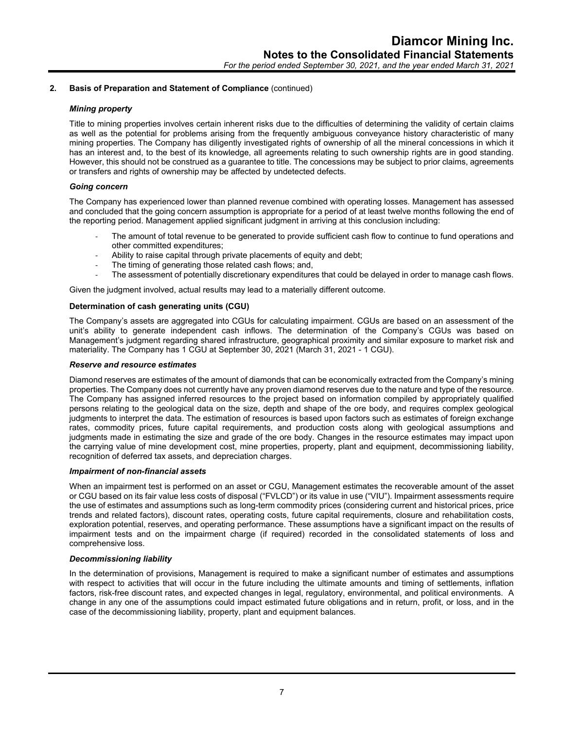## 2. Basis of Preparation and Statement of Compliance (continued)

### *Mining property*

Title to mining properties involves certain inherent risks due to the difficulties of determining the validity of certain claims as well as the potential for problems arising from the frequently ambiguous conveyance history characteristic of many mining properties. The Company has diligently investigated rights of ownership of all the mineral concessions in which it has an interest and, to the best of its knowledge, all agreements relating to such ownership rights are in good standing. However, this should not be construed as a guarantee to title. The concessions may be subject to prior claims, agreements or transfers and rights of ownership may be affected by undetected defects.

### *Going concern*

The Company has experienced lower than planned revenue combined with operating losses. Management has assessed and concluded that the going concern assumption is appropriate for a period of at least twelve months following the end of the reporting period. Management applied significant judgment in arriving at this conclusion including:

- The amount of total revenue to be generated to provide sufficient cash flow to continue to fund operations and other committed expenditures;
- Ability to raise capital through private placements of equity and debt;
- The timing of generating those related cash flows; and,
- The assessment of potentially discretionary expenditures that could be delayed in order to manage cash flows.

Given the judgment involved, actual results may lead to a materially different outcome.

### Determination of cash generating units (CGU)

The Company's assets are aggregated into CGUs for calculating impairment. CGUs are based on an assessment of the unit's ability to generate independent cash inflows. The determination of the Company's CGUs was based on Management's judgment regarding shared infrastructure, geographical proximity and similar exposure to market risk and materiality. The Company has 1 CGU at September 30, 2021 (March 31, 2021 - 1 CGU).

### *Reserve and resource estimates*

Diamond reserves are estimates of the amount of diamonds that can be economically extracted from the Company's mining properties. The Company does not currently have any proven diamond reserves due to the nature and type of the resource. The Company has assigned inferred resources to the project based on information compiled by appropriately qualified persons relating to the geological data on the size, depth and shape of the ore body, and requires complex geological judgments to interpret the data. The estimation of resources is based upon factors such as estimates of foreign exchange rates, commodity prices, future capital requirements, and production costs along with geological assumptions and judgments made in estimating the size and grade of the ore body. Changes in the resource estimates may impact upon the carrying value of mine development cost, mine properties, property, plant and equipment, decommissioning liability, recognition of deferred tax assets, and depreciation charges.

### *Impairment of non-financial assets*

When an impairment test is performed on an asset or CGU, Management estimates the recoverable amount of the asset or CGU based on its fair value less costs of disposal ("FVLCD") or its value in use ("VIU"). Impairment assessments require the use of estimates and assumptions such as long-term commodity prices (considering current and historical prices, price trends and related factors), discount rates, operating costs, future capital requirements, closure and rehabilitation costs, exploration potential, reserves, and operating performance. These assumptions have a significant impact on the results of impairment tests and on the impairment charge (if required) recorded in the consolidated statements of loss and comprehensive loss.

### *Decommissioning liability*

In the determination of provisions, Management is required to make a significant number of estimates and assumptions with respect to activities that will occur in the future including the ultimate amounts and timing of settlements, inflation factors, risk-free discount rates, and expected changes in legal, regulatory, environmental, and political environments. A change in any one of the assumptions could impact estimated future obligations and in return, profit, or loss, and in the case of the decommissioning liability, property, plant and equipment balances.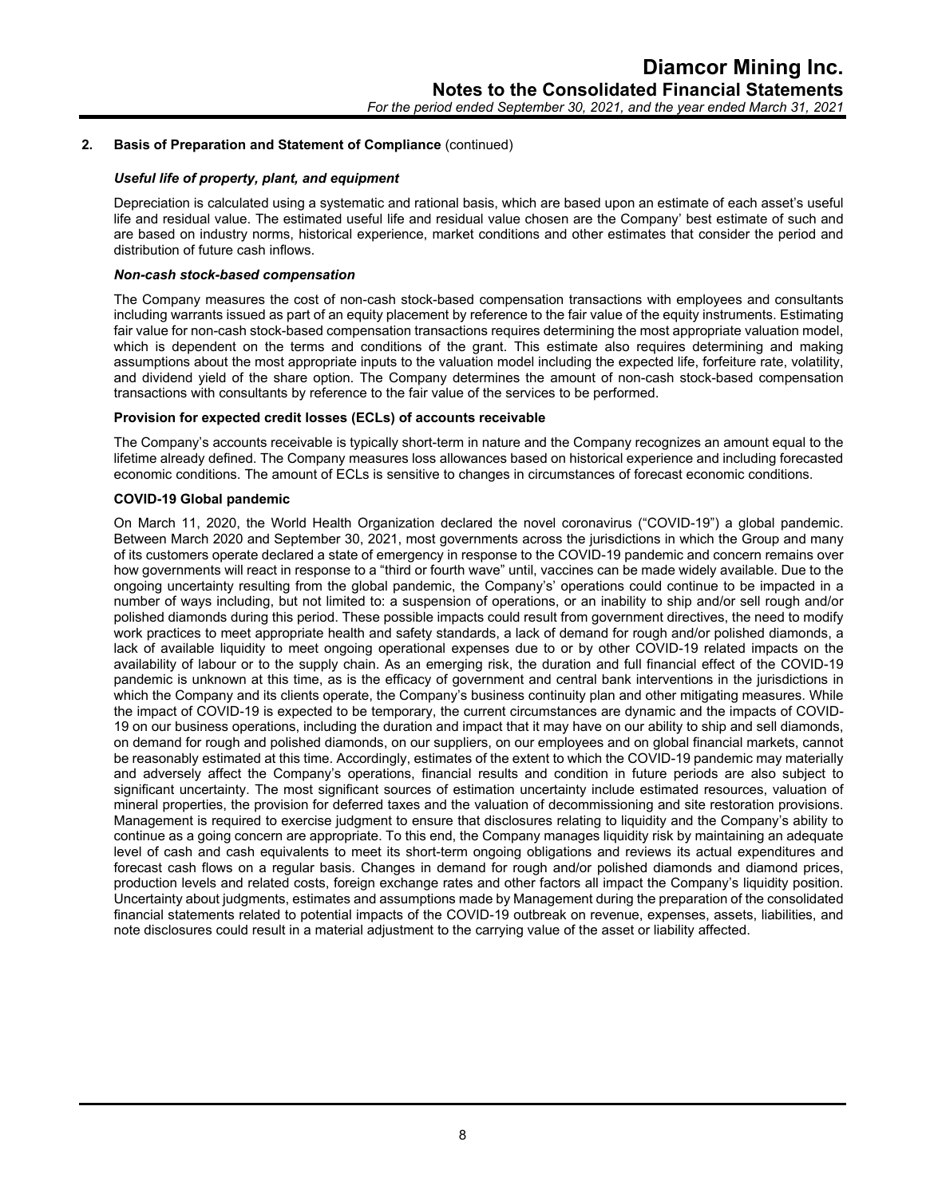## 2. Basis of Preparation and Statement of Compliance (continued)

### *Useful life of property, plant, and equipment*

Depreciation is calculated using a systematic and rational basis, which are based upon an estimate of each asset's useful life and residual value. The estimated useful life and residual value chosen are the Company' best estimate of such and are based on industry norms, historical experience, market conditions and other estimates that consider the period and distribution of future cash inflows.

### *Non-cash stock-based compensation*

The Company measures the cost of non-cash stock-based compensation transactions with employees and consultants including warrants issued as part of an equity placement by reference to the fair value of the equity instruments. Estimating fair value for non-cash stock-based compensation transactions requires determining the most appropriate valuation model, which is dependent on the terms and conditions of the grant. This estimate also requires determining and making assumptions about the most appropriate inputs to the valuation model including the expected life, forfeiture rate, volatility, and dividend yield of the share option. The Company determines the amount of non-cash stock-based compensation transactions with consultants by reference to the fair value of the services to be performed.

### Provision for expected credit losses (ECLs) of accounts receivable

The Company's accounts receivable is typically short-term in nature and the Company recognizes an amount equal to the lifetime already defined. The Company measures loss allowances based on historical experience and including forecasted economic conditions. The amount of ECLs is sensitive to changes in circumstances of forecast economic conditions.

### COVID-19 Global pandemic

On March 11, 2020, the World Health Organization declared the novel coronavirus ("COVID-19") a global pandemic. Between March 2020 and September 30, 2021, most governments across the jurisdictions in which the Group and many of its customers operate declared a state of emergency in response to the COVID-19 pandemic and concern remains over how governments will react in response to a "third or fourth wave" until, vaccines can be made widely available. Due to the ongoing uncertainty resulting from the global pandemic, the Company's' operations could continue to be impacted in a number of ways including, but not limited to: a suspension of operations, or an inability to ship and/or sell rough and/or polished diamonds during this period. These possible impacts could result from government directives, the need to modify work practices to meet appropriate health and safety standards, a lack of demand for rough and/or polished diamonds, a lack of available liquidity to meet ongoing operational expenses due to or by other COVID-19 related impacts on the availability of labour or to the supply chain. As an emerging risk, the duration and full financial effect of the COVID-19 pandemic is unknown at this time, as is the efficacy of government and central bank interventions in the jurisdictions in which the Company and its clients operate, the Company's business continuity plan and other mitigating measures. While the impact of COVID-19 is expected to be temporary, the current circumstances are dynamic and the impacts of COVID-19 on our business operations, including the duration and impact that it may have on our ability to ship and sell diamonds, on demand for rough and polished diamonds, on our suppliers, on our employees and on global financial markets, cannot be reasonably estimated at this time. Accordingly, estimates of the extent to which the COVID-19 pandemic may materially and adversely affect the Company's operations, financial results and condition in future periods are also subject to significant uncertainty. The most significant sources of estimation uncertainty include estimated resources, valuation of mineral properties, the provision for deferred taxes and the valuation of decommissioning and site restoration provisions. Management is required to exercise judgment to ensure that disclosures relating to liquidity and the Company's ability to continue as a going concern are appropriate. To this end, the Company manages liquidity risk by maintaining an adequate level of cash and cash equivalents to meet its short-term ongoing obligations and reviews its actual expenditures and forecast cash flows on a regular basis. Changes in demand for rough and/or polished diamonds and diamond prices, production levels and related costs, foreign exchange rates and other factors all impact the Company's liquidity position. Uncertainty about judgments, estimates and assumptions made by Management during the preparation of the consolidated financial statements related to potential impacts of the COVID-19 outbreak on revenue, expenses, assets, liabilities, and note disclosures could result in a material adjustment to the carrying value of the asset or liability affected.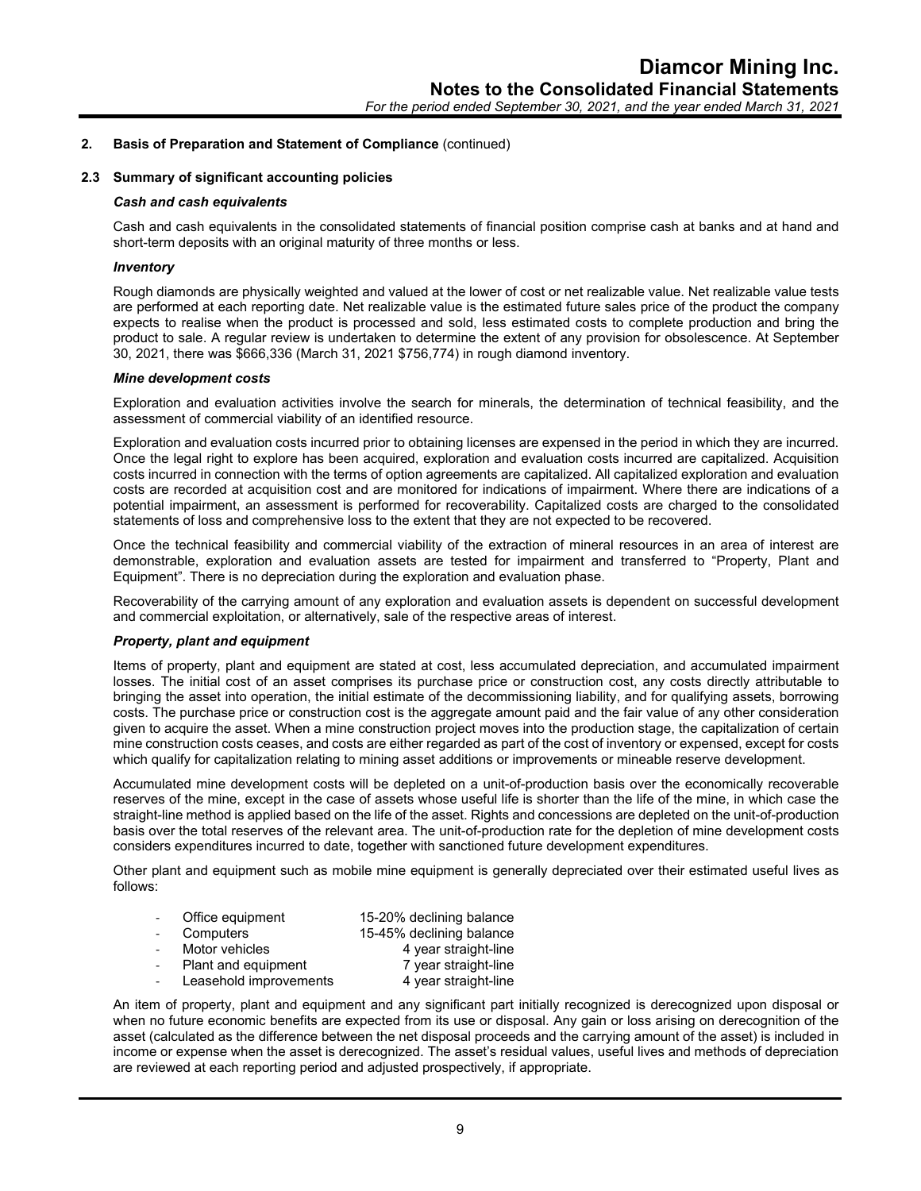## 2. Basis of Preparation and Statement of Compliance (continued)

### 2.3 Summary of significant accounting policies

***Cash and cash equivalents***

Cash and cash equivalents in the consolidated statements of financial position comprise cash at banks and at hand and short-term deposits with an original maturity of three months or less.

***Inventory***

Rough diamonds are physically weighted and valued at the lower of cost or net realizable value. Net realizable value tests are performed at each reporting date. Net realizable value is the estimated future sales price of the product the company expects to realise when the product is processed and sold, less estimated costs to complete production and bring the product to sale. A regular review is undertaken to determine the extent of any provision for obsolescence. At September 30, 2021, there was $666,336 (March 31, 2021 $756,774) in rough diamond inventory.

***Mine development costs***

Exploration and evaluation activities involve the search for minerals, the determination of technical feasibility, and the assessment of commercial viability of an identified resource.

Exploration and evaluation costs incurred prior to obtaining licenses are expensed in the period in which they are incurred. Once the legal right to explore has been acquired, exploration and evaluation costs incurred are capitalized. Acquisition costs incurred in connection with the terms of option agreements are capitalized. All capitalized exploration and evaluation costs are recorded at acquisition cost and are monitored for indications of impairment. Where there are indications of a potential impairment, an assessment is performed for recoverability. Capitalized costs are charged to the consolidated statements of loss and comprehensive loss to the extent that they are not expected to be recovered.

Once the technical feasibility and commercial viability of the extraction of mineral resources in an area of interest are demonstrable, exploration and evaluation assets are tested for impairment and transferred to "Property, Plant and Equipment". There is no depreciation during the exploration and evaluation phase.

Recoverability of the carrying amount of any exploration and evaluation assets is dependent on successful development and commercial exploitation, or alternatively, sale of the respective areas of interest.

***Property, plant and equipment***

Items of property, plant and equipment are stated at cost, less accumulated depreciation, and accumulated impairment losses. The initial cost of an asset comprises its purchase price or construction cost, any costs directly attributable to bringing the asset into operation, the initial estimate of the decommissioning liability, and for qualifying assets, borrowing costs. The purchase price or construction cost is the aggregate amount paid and the fair value of any other consideration given to acquire the asset. When a mine construction project moves into the production stage, the capitalization of certain mine construction costs ceases, and costs are either regarded as part of the cost of inventory or expensed, except for costs which qualify for capitalization relating to mining asset additions or improvements or mineable reserve development.

Accumulated mine development costs will be depleted on a unit-of-production basis over the economically recoverable reserves of the mine, except in the case of assets whose useful life is shorter than the life of the mine, in which case the straight-line method is applied based on the life of the asset. Rights and concessions are depleted on the unit-of-production basis over the total reserves of the relevant area. The unit-of-production rate for the depletion of mine development costs considers expenditures incurred to date, together with sanctioned future development expenditures.

Other plant and equipment such as mobile mine equipment is generally depreciated over their estimated useful lives as follows:

- Office equipment — 15-20% declining balance
- Computers — 15-45% declining balance
- Motor vehicles — 4 year straight-line
- Plant and equipment — 7 year straight-line
- Leasehold improvements — 4 year straight-line

An item of property, plant and equipment and any significant part initially recognized is derecognized upon disposal or when no future economic benefits are expected from its use or disposal. Any gain or loss arising on derecognition of the asset (calculated as the difference between the net disposal proceeds and the carrying amount of the asset) is included in income or expense when the asset is derecognized. The asset's residual values, useful lives and methods of depreciation are reviewed at each reporting period and adjusted prospectively, if appropriate.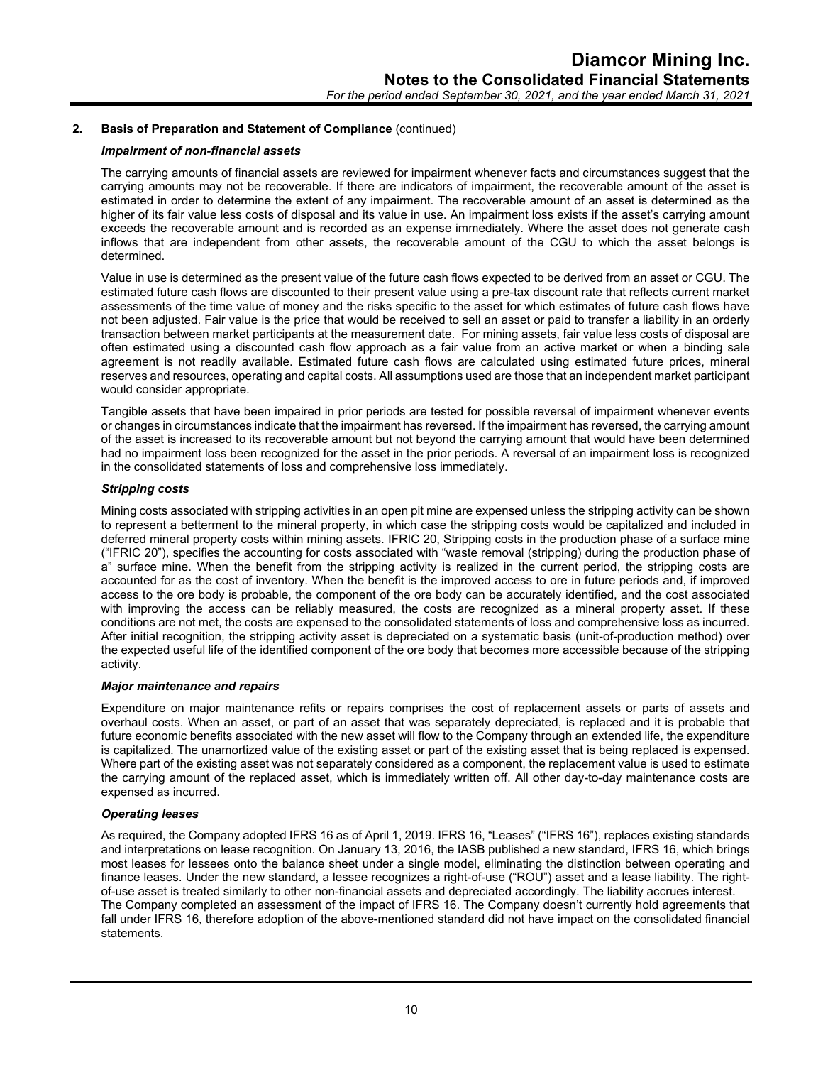## 2. Basis of Preparation and Statement of Compliance (continued)

### *Impairment of non-financial assets*

The carrying amounts of financial assets are reviewed for impairment whenever facts and circumstances suggest that the carrying amounts may not be recoverable. If there are indicators of impairment, the recoverable amount of the asset is estimated in order to determine the extent of any impairment. The recoverable amount of an asset is determined as the higher of its fair value less costs of disposal and its value in use. An impairment loss exists if the asset's carrying amount exceeds the recoverable amount and is recorded as an expense immediately. Where the asset does not generate cash inflows that are independent from other assets, the recoverable amount of the CGU to which the asset belongs is determined.

Value in use is determined as the present value of the future cash flows expected to be derived from an asset or CGU. The estimated future cash flows are discounted to their present value using a pre-tax discount rate that reflects current market assessments of the time value of money and the risks specific to the asset for which estimates of future cash flows have not been adjusted. Fair value is the price that would be received to sell an asset or paid to transfer a liability in an orderly transaction between market participants at the measurement date. For mining assets, fair value less costs of disposal are often estimated using a discounted cash flow approach as a fair value from an active market or when a binding sale agreement is not readily available. Estimated future cash flows are calculated using estimated future prices, mineral reserves and resources, operating and capital costs. All assumptions used are those that an independent market participant would consider appropriate.

Tangible assets that have been impaired in prior periods are tested for possible reversal of impairment whenever events or changes in circumstances indicate that the impairment has reversed. If the impairment has reversed, the carrying amount of the asset is increased to its recoverable amount but not beyond the carrying amount that would have been determined had no impairment loss been recognized for the asset in the prior periods. A reversal of an impairment loss is recognized in the consolidated statements of loss and comprehensive loss immediately.

### *Stripping costs*

Mining costs associated with stripping activities in an open pit mine are expensed unless the stripping activity can be shown to represent a betterment to the mineral property, in which case the stripping costs would be capitalized and included in deferred mineral property costs within mining assets. IFRIC 20, Stripping costs in the production phase of a surface mine ("IFRIC 20"), specifies the accounting for costs associated with "waste removal (stripping) during the production phase of a" surface mine. When the benefit from the stripping activity is realized in the current period, the stripping costs are accounted for as the cost of inventory. When the benefit is the improved access to ore in future periods and, if improved access to the ore body is probable, the component of the ore body can be accurately identified, and the cost associated with improving the access can be reliably measured, the costs are recognized as a mineral property asset. If these conditions are not met, the costs are expensed to the consolidated statements of loss and comprehensive loss as incurred. After initial recognition, the stripping activity asset is depreciated on a systematic basis (unit-of-production method) over the expected useful life of the identified component of the ore body that becomes more accessible because of the stripping activity.

### *Major maintenance and repairs*

Expenditure on major maintenance refits or repairs comprises the cost of replacement assets or parts of assets and overhaul costs. When an asset, or part of an asset that was separately depreciated, is replaced and it is probable that future economic benefits associated with the new asset will flow to the Company through an extended life, the expenditure is capitalized. The unamortized value of the existing asset or part of the existing asset that is being replaced is expensed. Where part of the existing asset was not separately considered as a component, the replacement value is used to estimate the carrying amount of the replaced asset, which is immediately written off. All other day-to-day maintenance costs are expensed as incurred.

### *Operating leases*

As required, the Company adopted IFRS 16 as of April 1, 2019. IFRS 16, "Leases" ("IFRS 16"), replaces existing standards and interpretations on lease recognition. On January 13, 2016, the IASB published a new standard, IFRS 16, which brings most leases for lessees onto the balance sheet under a single model, eliminating the distinction between operating and finance leases. Under the new standard, a lessee recognizes a right-of-use ("ROU") asset and a lease liability. The right-of-use asset is treated similarly to other non-financial assets and depreciated accordingly. The liability accrues interest.
The Company completed an assessment of the impact of IFRS 16. The Company doesn't currently hold agreements that fall under IFRS 16, therefore adoption of the above-mentioned standard did not have impact on the consolidated financial statements.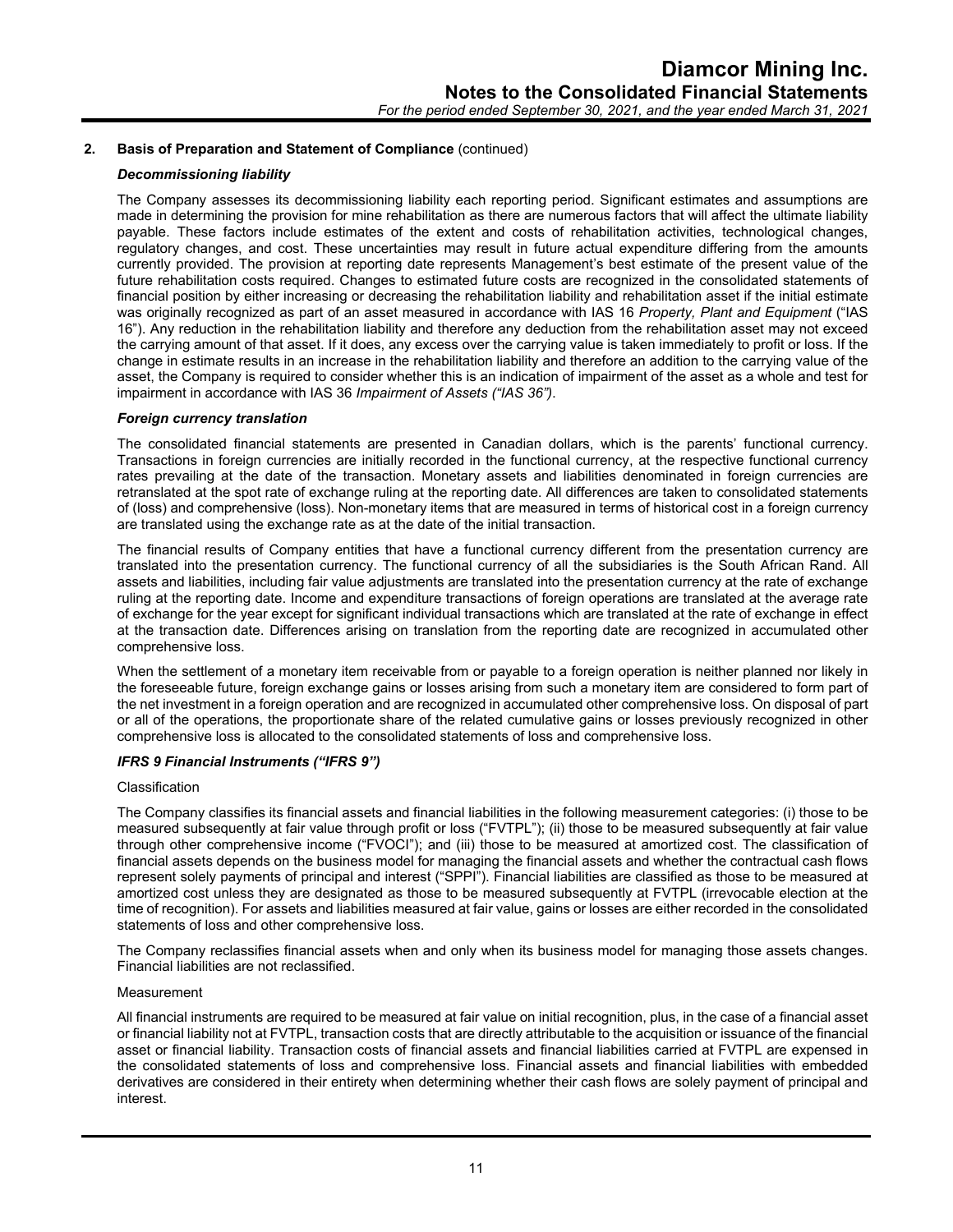## 2. Basis of Preparation and Statement of Compliance (continued)

### *Decommissioning liability*

The Company assesses its decommissioning liability each reporting period. Significant estimates and assumptions are made in determining the provision for mine rehabilitation as there are numerous factors that will affect the ultimate liability payable. These factors include estimates of the extent and costs of rehabilitation activities, technological changes, regulatory changes, and cost. These uncertainties may result in future actual expenditure differing from the amounts currently provided. The provision at reporting date represents Management's best estimate of the present value of the future rehabilitation costs required. Changes to estimated future costs are recognized in the consolidated statements of financial position by either increasing or decreasing the rehabilitation liability and rehabilitation asset if the initial estimate was originally recognized as part of an asset measured in accordance with IAS 16 *Property, Plant and Equipment* ("IAS 16"). Any reduction in the rehabilitation liability and therefore any deduction from the rehabilitation asset may not exceed the carrying amount of that asset. If it does, any excess over the carrying value is taken immediately to profit or loss. If the change in estimate results in an increase in the rehabilitation liability and therefore an addition to the carrying value of the asset, the Company is required to consider whether this is an indication of impairment of the asset as a whole and test for impairment in accordance with IAS 36 *Impairment of Assets ("IAS 36")*.

### *Foreign currency translation*

The consolidated financial statements are presented in Canadian dollars, which is the parents' functional currency. Transactions in foreign currencies are initially recorded in the functional currency, at the respective functional currency rates prevailing at the date of the transaction. Monetary assets and liabilities denominated in foreign currencies are retranslated at the spot rate of exchange ruling at the reporting date. All differences are taken to consolidated statements of (loss) and comprehensive (loss). Non-monetary items that are measured in terms of historical cost in a foreign currency are translated using the exchange rate as at the date of the initial transaction.

The financial results of Company entities that have a functional currency different from the presentation currency are translated into the presentation currency. The functional currency of all the subsidiaries is the South African Rand. All assets and liabilities, including fair value adjustments are translated into the presentation currency at the rate of exchange ruling at the reporting date. Income and expenditure transactions of foreign operations are translated at the average rate of exchange for the year except for significant individual transactions which are translated at the rate of exchange in effect at the transaction date. Differences arising on translation from the reporting date are recognized in accumulated other comprehensive loss.

When the settlement of a monetary item receivable from or payable to a foreign operation is neither planned nor likely in the foreseeable future, foreign exchange gains or losses arising from such a monetary item are considered to form part of the net investment in a foreign operation and are recognized in accumulated other comprehensive loss. On disposal of part or all of the operations, the proportionate share of the related cumulative gains or losses previously recognized in other comprehensive loss is allocated to the consolidated statements of loss and comprehensive loss.

### *IFRS 9 Financial Instruments ("IFRS 9")*

Classification

The Company classifies its financial assets and financial liabilities in the following measurement categories: (i) those to be measured subsequently at fair value through profit or loss ("FVTPL"); (ii) those to be measured subsequently at fair value through other comprehensive income ("FVOCI"); and (iii) those to be measured at amortized cost. The classification of financial assets depends on the business model for managing the financial assets and whether the contractual cash flows represent solely payments of principal and interest ("SPPI"). Financial liabilities are classified as those to be measured at amortized cost unless they are designated as those to be measured subsequently at FVTPL (irrevocable election at the time of recognition). For assets and liabilities measured at fair value, gains or losses are either recorded in the consolidated statements of loss and other comprehensive loss.

The Company reclassifies financial assets when and only when its business model for managing those assets changes. Financial liabilities are not reclassified.

Measurement

All financial instruments are required to be measured at fair value on initial recognition, plus, in the case of a financial asset or financial liability not at FVTPL, transaction costs that are directly attributable to the acquisition or issuance of the financial asset or financial liability. Transaction costs of financial assets and financial liabilities carried at FVTPL are expensed in the consolidated statements of loss and comprehensive loss. Financial assets and financial liabilities with embedded derivatives are considered in their entirety when determining whether their cash flows are solely payment of principal and interest.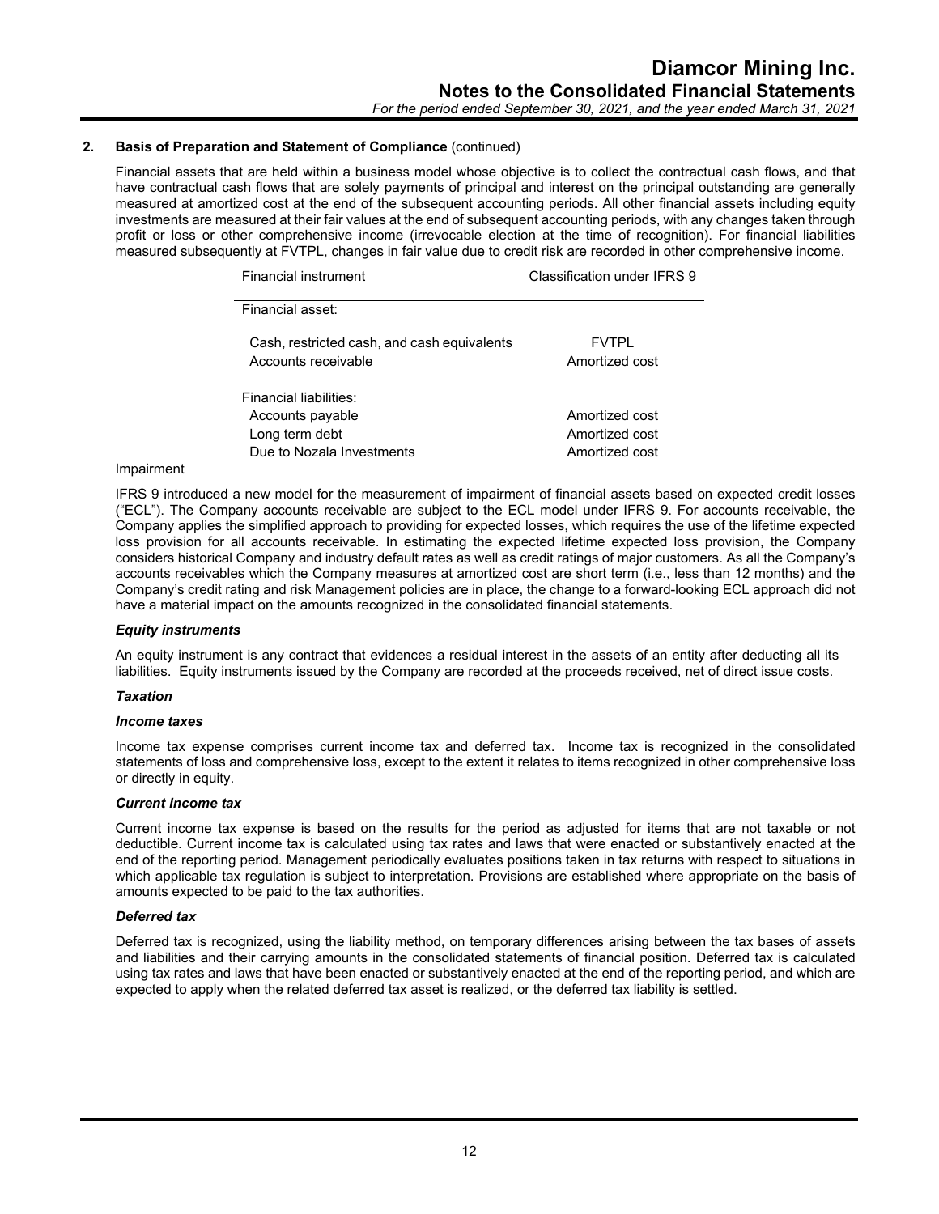## 2. Basis of Preparation and Statement of Compliance (continued)

Financial assets that are held within a business model whose objective is to collect the contractual cash flows, and that have contractual cash flows that are solely payments of principal and interest on the principal outstanding are generally measured at amortized cost at the end of the subsequent accounting periods. All other financial assets including equity investments are measured at their fair values at the end of subsequent accounting periods, with any changes taken through profit or loss or other comprehensive income (irrevocable election at the time of recognition). For financial liabilities measured subsequently at FVTPL, changes in fair value due to credit risk are recorded in other comprehensive income.

| Financial instrument | Classification under IFRS 9 |
|---|---|
| Financial asset: | |
| Cash, restricted cash, and cash equivalents | FVTPL |
| Accounts receivable | Amortized cost |
| Financial liabilities: | |
| Accounts payable | Amortized cost |
| Long term debt | Amortized cost |
| Due to Nozala Investments | Amortized cost |

Impairment

IFRS 9 introduced a new model for the measurement of impairment of financial assets based on expected credit losses ("ECL"). The Company accounts receivable are subject to the ECL model under IFRS 9. For accounts receivable, the Company applies the simplified approach to providing for expected losses, which requires the use of the lifetime expected loss provision for all accounts receivable. In estimating the expected lifetime expected loss provision, the Company considers historical Company and industry default rates as well as credit ratings of major customers. As all the Company's accounts receivables which the Company measures at amortized cost are short term (i.e., less than 12 months) and the Company's credit rating and risk Management policies are in place, the change to a forward-looking ECL approach did not have a material impact on the amounts recognized in the consolidated financial statements.

***Equity instruments***

An equity instrument is any contract that evidences a residual interest in the assets of an entity after deducting all its liabilities. Equity instruments issued by the Company are recorded at the proceeds received, net of direct issue costs.

***Taxation***

***Income taxes***

Income tax expense comprises current income tax and deferred tax. Income tax is recognized in the consolidated statements of loss and comprehensive loss, except to the extent it relates to items recognized in other comprehensive loss or directly in equity.

***Current income tax***

Current income tax expense is based on the results for the period as adjusted for items that are not taxable or not deductible. Current income tax is calculated using tax rates and laws that were enacted or substantively enacted at the end of the reporting period. Management periodically evaluates positions taken in tax returns with respect to situations in which applicable tax regulation is subject to interpretation. Provisions are established where appropriate on the basis of amounts expected to be paid to the tax authorities.

***Deferred tax***

Deferred tax is recognized, using the liability method, on temporary differences arising between the tax bases of assets and liabilities and their carrying amounts in the consolidated statements of financial position. Deferred tax is calculated using tax rates and laws that have been enacted or substantively enacted at the end of the reporting period, and which are expected to apply when the related deferred tax asset is realized, or the deferred tax liability is settled.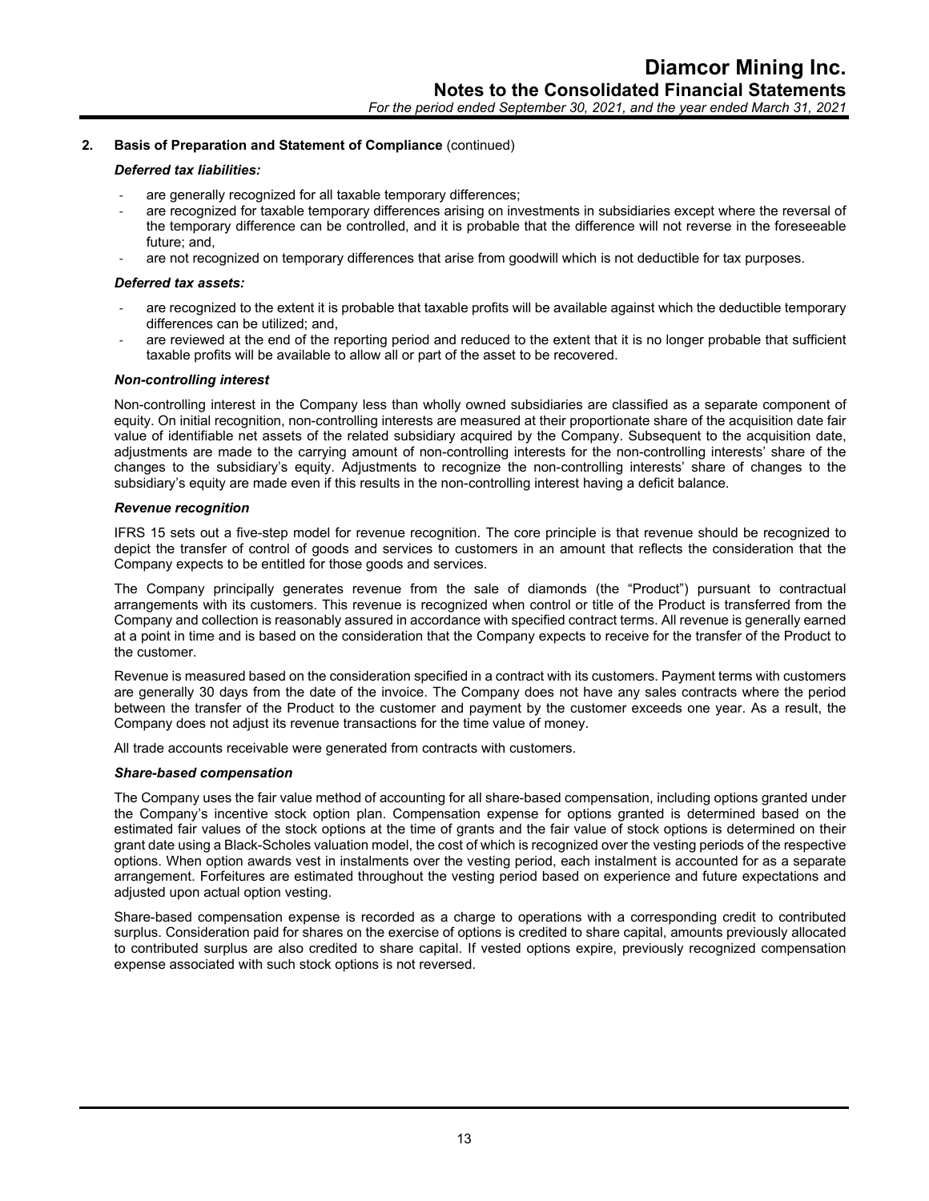## 2. Basis of Preparation and Statement of Compliance (continued)

***Deferred tax liabilities:***

- are generally recognized for all taxable temporary differences;
- are recognized for taxable temporary differences arising on investments in subsidiaries except where the reversal of the temporary difference can be controlled, and it is probable that the difference will not reverse in the foreseeable future; and,
- are not recognized on temporary differences that arise from goodwill which is not deductible for tax purposes.

***Deferred tax assets:***

- are recognized to the extent it is probable that taxable profits will be available against which the deductible temporary differences can be utilized; and,
- are reviewed at the end of the reporting period and reduced to the extent that it is no longer probable that sufficient taxable profits will be available to allow all or part of the asset to be recovered.

***Non-controlling interest***

Non-controlling interest in the Company less than wholly owned subsidiaries are classified as a separate component of equity. On initial recognition, non-controlling interests are measured at their proportionate share of the acquisition date fair value of identifiable net assets of the related subsidiary acquired by the Company. Subsequent to the acquisition date, adjustments are made to the carrying amount of non-controlling interests for the non-controlling interests' share of the changes to the subsidiary's equity. Adjustments to recognize the non-controlling interests' share of changes to the subsidiary's equity are made even if this results in the non-controlling interest having a deficit balance.

***Revenue recognition***

IFRS 15 sets out a five-step model for revenue recognition. The core principle is that revenue should be recognized to depict the transfer of control of goods and services to customers in an amount that reflects the consideration that the Company expects to be entitled for those goods and services.

The Company principally generates revenue from the sale of diamonds (the "Product") pursuant to contractual arrangements with its customers. This revenue is recognized when control or title of the Product is transferred from the Company and collection is reasonably assured in accordance with specified contract terms. All revenue is generally earned at a point in time and is based on the consideration that the Company expects to receive for the transfer of the Product to the customer.

Revenue is measured based on the consideration specified in a contract with its customers. Payment terms with customers are generally 30 days from the date of the invoice. The Company does not have any sales contracts where the period between the transfer of the Product to the customer and payment by the customer exceeds one year. As a result, the Company does not adjust its revenue transactions for the time value of money.

All trade accounts receivable were generated from contracts with customers.

***Share-based compensation***

The Company uses the fair value method of accounting for all share-based compensation, including options granted under the Company's incentive stock option plan. Compensation expense for options granted is determined based on the estimated fair values of the stock options at the time of grants and the fair value of stock options is determined on their grant date using a Black-Scholes valuation model, the cost of which is recognized over the vesting periods of the respective options. When option awards vest in instalments over the vesting period, each instalment is accounted for as a separate arrangement. Forfeitures are estimated throughout the vesting period based on experience and future expectations and adjusted upon actual option vesting.

Share-based compensation expense is recorded as a charge to operations with a corresponding credit to contributed surplus. Consideration paid for shares on the exercise of options is credited to share capital, amounts previously allocated to contributed surplus are also credited to share capital. If vested options expire, previously recognized compensation expense associated with such stock options is not reversed.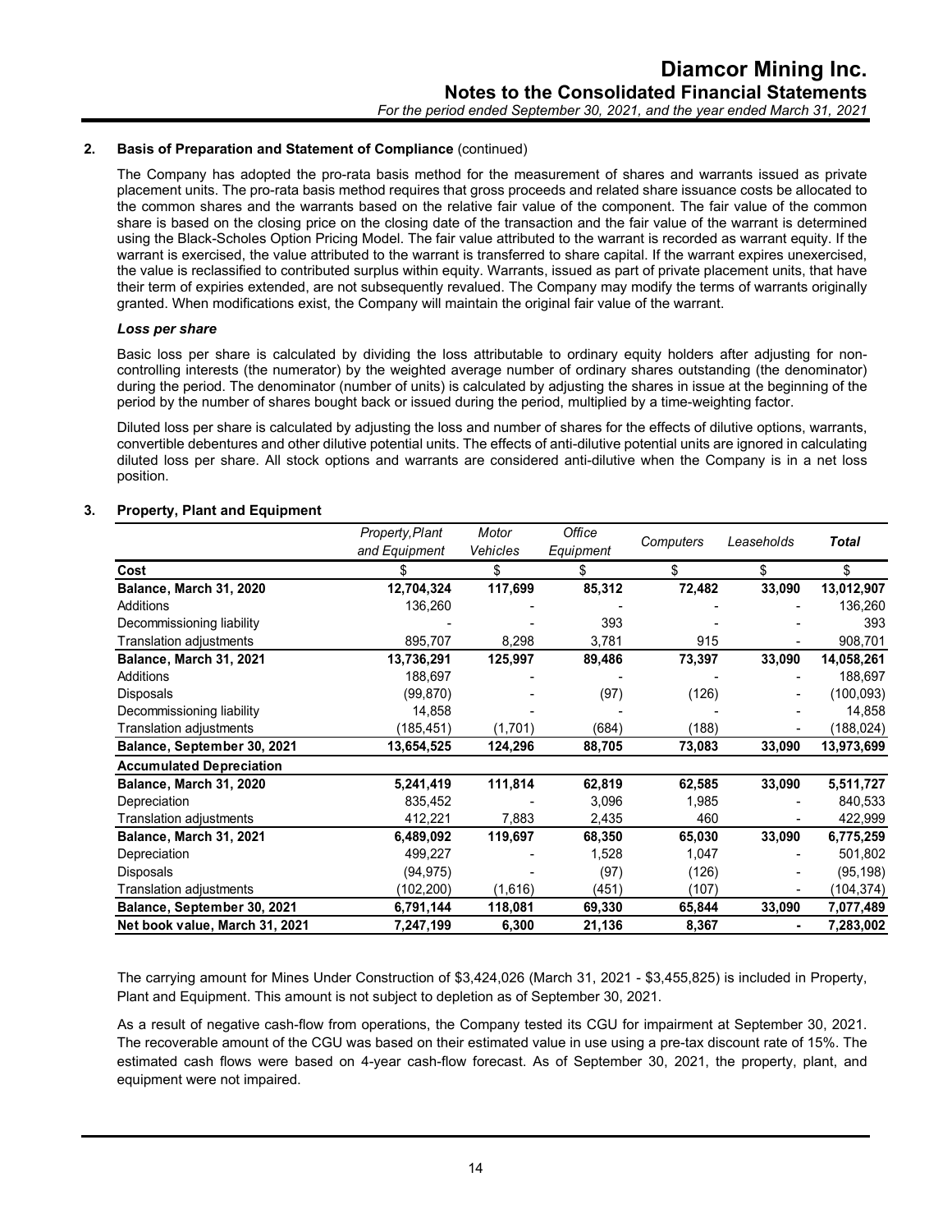## 2. Basis of Preparation and Statement of Compliance (continued)

The Company has adopted the pro-rata basis method for the measurement of shares and warrants issued as private placement units. The pro-rata basis method requires that gross proceeds and related share issuance costs be allocated to the common shares and the warrants based on the relative fair value of the component. The fair value of the common share is based on the closing price on the closing date of the transaction and the fair value of the warrant is determined using the Black-Scholes Option Pricing Model. The fair value attributed to the warrant is recorded as warrant equity. If the warrant is exercised, the value attributed to the warrant is transferred to share capital. If the warrant expires unexercised, the value is reclassified to contributed surplus within equity. Warrants, issued as part of private placement units, that have their term of expiries extended, are not subsequently revalued. The Company may modify the terms of warrants originally granted. When modifications exist, the Company will maintain the original fair value of the warrant.

### *Loss per share*

Basic loss per share is calculated by dividing the loss attributable to ordinary equity holders after adjusting for non-controlling interests (the numerator) by the weighted average number of ordinary shares outstanding (the denominator) during the period. The denominator (number of units) is calculated by adjusting the shares in issue at the beginning of the period by the number of shares bought back or issued during the period, multiplied by a time-weighting factor.

Diluted loss per share is calculated by adjusting the loss and number of shares for the effects of dilutive options, warrants, convertible debentures and other dilutive potential units. The effects of anti-dilutive potential units are ignored in calculating diluted loss per share. All stock options and warrants are considered anti-dilutive when the Company is in a net loss position.

## 3. Property, Plant and Equipment

| | *Property, Plant and Equipment* | *Motor Vehicles* | *Office Equipment* | *Computers* | *Leaseholds* | ***Total*** |
|---|---|---|---|---|---|---|
| **Cost** | $ | $ | $ | $ | $ | $ |
| **Balance, March 31, 2020** | **12,704,324** | **117,699** | **85,312** | **72,482** | **33,090** | **13,012,907** |
| Additions | 136,260 | - | - | - | - | 136,260 |
| Decommissioning liability | - | - | 393 | - | - | 393 |
| Translation adjustments | 895,707 | 8,298 | 3,781 | 915 | - | 908,701 |
| **Balance, March 31, 2021** | **13,736,291** | **125,997** | **89,486** | **73,397** | **33,090** | **14,058,261** |
| Additions | 188,697 | - | - | - | - | 188,697 |
| Disposals | (99,870) | - | (97) | (126) | - | (100,093) |
| Decommissioning liability | 14,858 | - | - | - | - | 14,858 |
| Translation adjustments | (185,451) | (1,701) | (684) | (188) | - | (188,024) |
| **Balance, September 30, 2021** | **13,654,525** | **124,296** | **88,705** | **73,083** | **33,090** | **13,973,699** |
| **Accumulated Depreciation** | | | | | | |
| **Balance, March 31, 2020** | **5,241,419** | **111,814** | **62,819** | **62,585** | **33,090** | **5,511,727** |
| Depreciation | 835,452 | - | 3,096 | 1,985 | - | 840,533 |
| Translation adjustments | 412,221 | 7,883 | 2,435 | 460 | - | 422,999 |
| **Balance, March 31, 2021** | **6,489,092** | **119,697** | **68,350** | **65,030** | **33,090** | **6,775,259** |
| Depreciation | 499,227 | - | 1,528 | 1,047 | - | 501,802 |
| Disposals | (94,975) | - | (97) | (126) | - | (95,198) |
| Translation adjustments | (102,200) | (1,616) | (451) | (107) | - | (104,374) |
| **Balance, September 30, 2021** | **6,791,144** | **118,081** | **69,330** | **65,844** | **33,090** | **7,077,489** |
| **Net book value, March 31, 2021** | **7,247,199** | **6,300** | **21,136** | **8,367** | **-** | **7,283,002** |

The carrying amount for Mines Under Construction of $3,424,026 (March 31, 2021 - $3,455,825) is included in Property, Plant and Equipment. This amount is not subject to depletion as of September 30, 2021.

As a result of negative cash-flow from operations, the Company tested its CGU for impairment at September 30, 2021. The recoverable amount of the CGU was based on their estimated value in use using a pre-tax discount rate of 15%. The estimated cash flows were based on 4-year cash-flow forecast. As of September 30, 2021, the property, plant, and equipment were not impaired.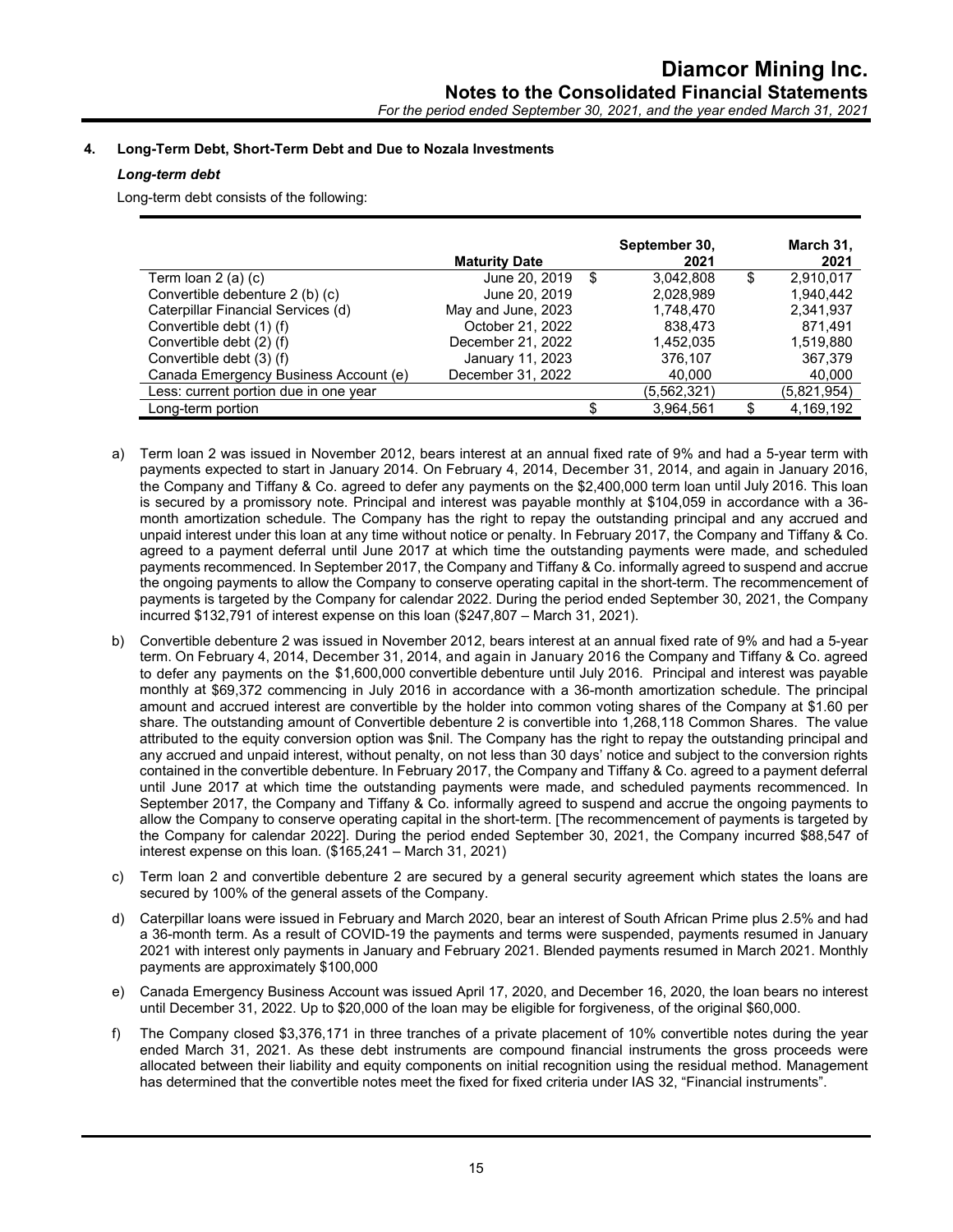## 4. Long-Term Debt, Short-Term Debt and Due to Nozala Investments

### *Long-term debt*

Long-term debt consists of the following:

| | Maturity Date | | September 30, 2021 | | March 31, 2021 |
|---|---|---|---|---|---|
| Term loan 2 (a) (c) | June 20, 2019 | $ | 3,042,808 | $ | 2,910,017 |
| Convertible debenture 2 (b) (c) | June 20, 2019 | | 2,028,989 | | 1,940,442 |
| Caterpillar Financial Services (d) | May and June, 2023 | | 1,748,470 | | 2,341,937 |
| Convertible debt (1) (f) | October 21, 2022 | | 838,473 | | 871,491 |
| Convertible debt (2) (f) | December 21, 2022 | | 1,452,035 | | 1,519,880 |
| Convertible debt (3) (f) | January 11, 2023 | | 376,107 | | 367,379 |
| Canada Emergency Business Account (e) | December 31, 2022 | | 40,000 | | 40,000 |
| Less: current portion due in one year | | | (5,562,321) | | (5,821,954) |
| Long-term portion | | $ | 3,964,561 | $ | 4,169,192 |

a) Term loan 2 was issued in November 2012, bears interest at an annual fixed rate of 9% and had a 5-year term with payments expected to start in January 2014. On February 4, 2014, December 31, 2014, and again in January 2016, the Company and Tiffany & Co. agreed to defer any payments on the $2,400,000 term loan until July 2016. This loan is secured by a promissory note. Principal and interest was payable monthly at $104,059 in accordance with a 36-month amortization schedule. The Company has the right to repay the outstanding principal and any accrued and unpaid interest under this loan at any time without notice or penalty. In February 2017, the Company and Tiffany & Co. agreed to a payment deferral until June 2017 at which time the outstanding payments were made, and scheduled payments recommenced. In September 2017, the Company and Tiffany & Co. informally agreed to suspend and accrue the ongoing payments to allow the Company to conserve operating capital in the short-term. The recommencement of payments is targeted by the Company for calendar 2022. During the period ended September 30, 2021, the Company incurred $132,791 of interest expense on this loan ($247,807 – March 31, 2021).

b) Convertible debenture 2 was issued in November 2012, bears interest at an annual fixed rate of 9% and had a 5-year term. On February 4, 2014, December 31, 2014, and again in January 2016 the Company and Tiffany & Co. agreed to defer any payments on the $1,600,000 convertible debenture until July 2016. Principal and interest was payable monthly at $69,372 commencing in July 2016 in accordance with a 36-month amortization schedule. The principal amount and accrued interest are convertible by the holder into common voting shares of the Company at $1.60 per share. The outstanding amount of Convertible debenture 2 is convertible into 1,268,118 Common Shares. The value attributed to the equity conversion option was $nil. The Company has the right to repay the outstanding principal and any accrued and unpaid interest, without penalty, on not less than 30 days' notice and subject to the conversion rights contained in the convertible debenture. In February 2017, the Company and Tiffany & Co. agreed to a payment deferral until June 2017 at which time the outstanding payments were made, and scheduled payments recommenced. In September 2017, the Company and Tiffany & Co. informally agreed to suspend and accrue the ongoing payments to allow the Company to conserve operating capital in the short-term. [The recommencement of payments is targeted by the Company for calendar 2022]. During the period ended September 30, 2021, the Company incurred $88,547 of interest expense on this loan. ($165,241 – March 31, 2021)

c) Term loan 2 and convertible debenture 2 are secured by a general security agreement which states the loans are secured by 100% of the general assets of the Company.

d) Caterpillar loans were issued in February and March 2020, bear an interest of South African Prime plus 2.5% and had a 36-month term. As a result of COVID-19 the payments and terms were suspended, payments resumed in January 2021 with interest only payments in January and February 2021. Blended payments resumed in March 2021. Monthly payments are approximately $100,000

e) Canada Emergency Business Account was issued April 17, 2020, and December 16, 2020, the loan bears no interest until December 31, 2022. Up to $20,000 of the loan may be eligible for forgiveness, of the original $60,000.

f) The Company closed $3,376,171 in three tranches of a private placement of 10% convertible notes during the year ended March 31, 2021. As these debt instruments are compound financial instruments the gross proceeds were allocated between their liability and equity components on initial recognition using the residual method. Management has determined that the convertible notes meet the fixed for fixed criteria under IAS 32, "Financial instruments".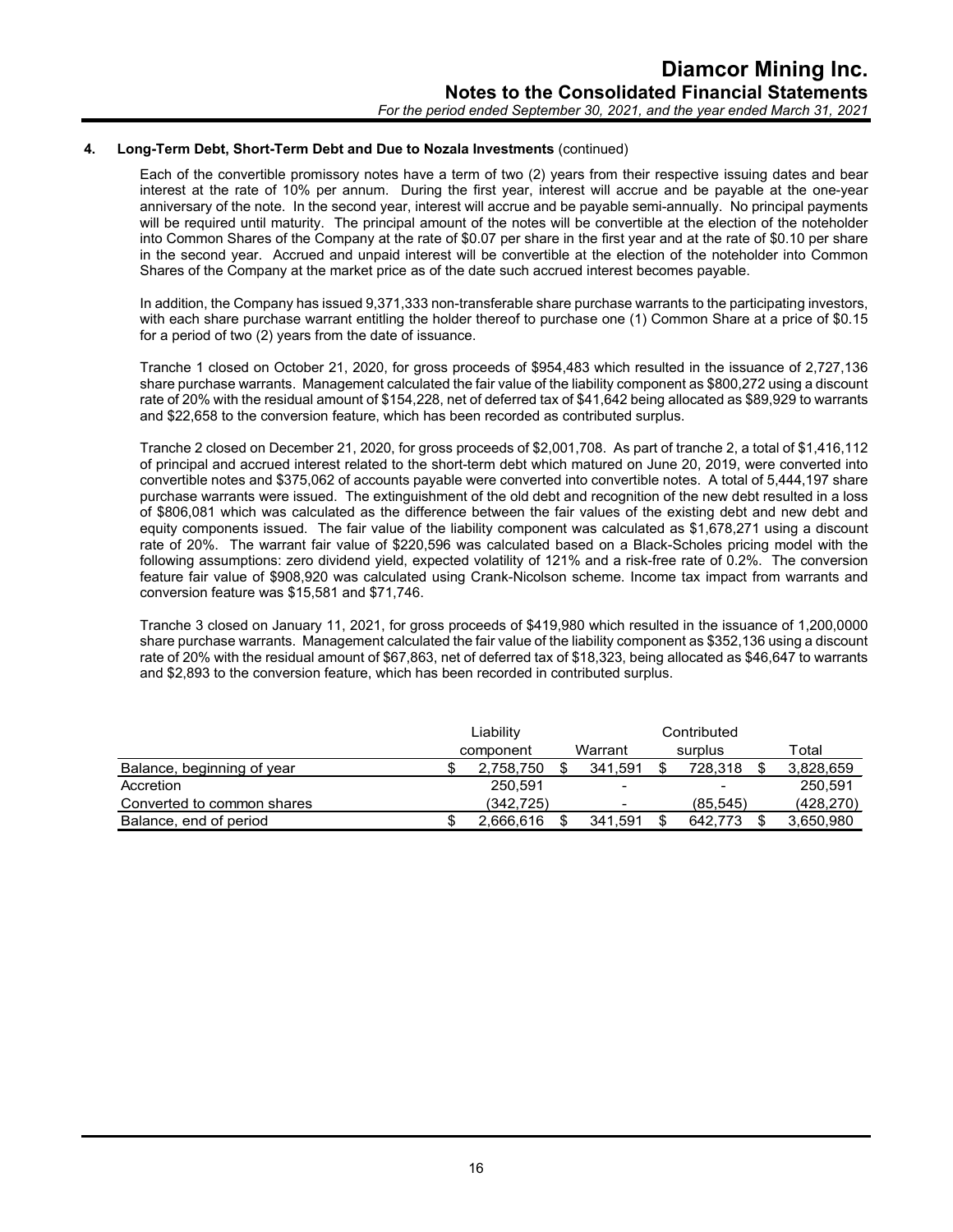## 4. Long-Term Debt, Short-Term Debt and Due to Nozala Investments (continued)

Each of the convertible promissory notes have a term of two (2) years from their respective issuing dates and bear interest at the rate of 10% per annum. During the first year, interest will accrue and be payable at the one-year anniversary of the note. In the second year, interest will accrue and be payable semi-annually. No principal payments will be required until maturity. The principal amount of the notes will be convertible at the election of the noteholder into Common Shares of the Company at the rate of $0.07 per share in the first year and at the rate of $0.10 per share in the second year. Accrued and unpaid interest will be convertible at the election of the noteholder into Common Shares of the Company at the market price as of the date such accrued interest becomes payable.

In addition, the Company has issued 9,371,333 non-transferable share purchase warrants to the participating investors, with each share purchase warrant entitling the holder thereof to purchase one (1) Common Share at a price of $0.15 for a period of two (2) years from the date of issuance.

Tranche 1 closed on October 21, 2020, for gross proceeds of $954,483 which resulted in the issuance of 2,727,136 share purchase warrants. Management calculated the fair value of the liability component as $800,272 using a discount rate of 20% with the residual amount of $154,228, net of deferred tax of $41,642 being allocated as $89,929 to warrants and $22,658 to the conversion feature, which has been recorded as contributed surplus.

Tranche 2 closed on December 21, 2020, for gross proceeds of $2,001,708. As part of tranche 2, a total of $1,416,112 of principal and accrued interest related to the short-term debt which matured on June 20, 2019, were converted into convertible notes and $375,062 of accounts payable were converted into convertible notes. A total of 5,444,197 share purchase warrants were issued. The extinguishment of the old debt and recognition of the new debt resulted in a loss of $806,081 which was calculated as the difference between the fair values of the existing debt and new debt and equity components issued. The fair value of the liability component was calculated as $1,678,271 using a discount rate of 20%. The warrant fair value of $220,596 was calculated based on a Black-Scholes pricing model with the following assumptions: zero dividend yield, expected volatility of 121% and a risk-free rate of 0.2%. The conversion feature fair value of $908,920 was calculated using Crank-Nicolson scheme. Income tax impact from warrants and conversion feature was $15,581 and $71,746.

Tranche 3 closed on January 11, 2021, for gross proceeds of $419,980 which resulted in the issuance of 1,200,0000 share purchase warrants. Management calculated the fair value of the liability component as $352,136 using a discount rate of 20% with the residual amount of $67,863, net of deferred tax of $18,323, being allocated as $46,647 to warrants and $2,893 to the conversion feature, which has been recorded in contributed surplus.

| | Liability component | Warrant | Contributed surplus | Total |
|---|---|---|---|---|
| Balance, beginning of year | $ 2,758,750 | $ 341,591 | $ 728,318 | $ 3,828,659 |
| Accretion | 250,591 | - | - | 250,591 |
| Converted to common shares | (342,725) | - | (85,545) | (428,270) |
| Balance, end of period | $ 2,666,616 | $ 341,591 | $ 642,773 | $ 3,650,980 |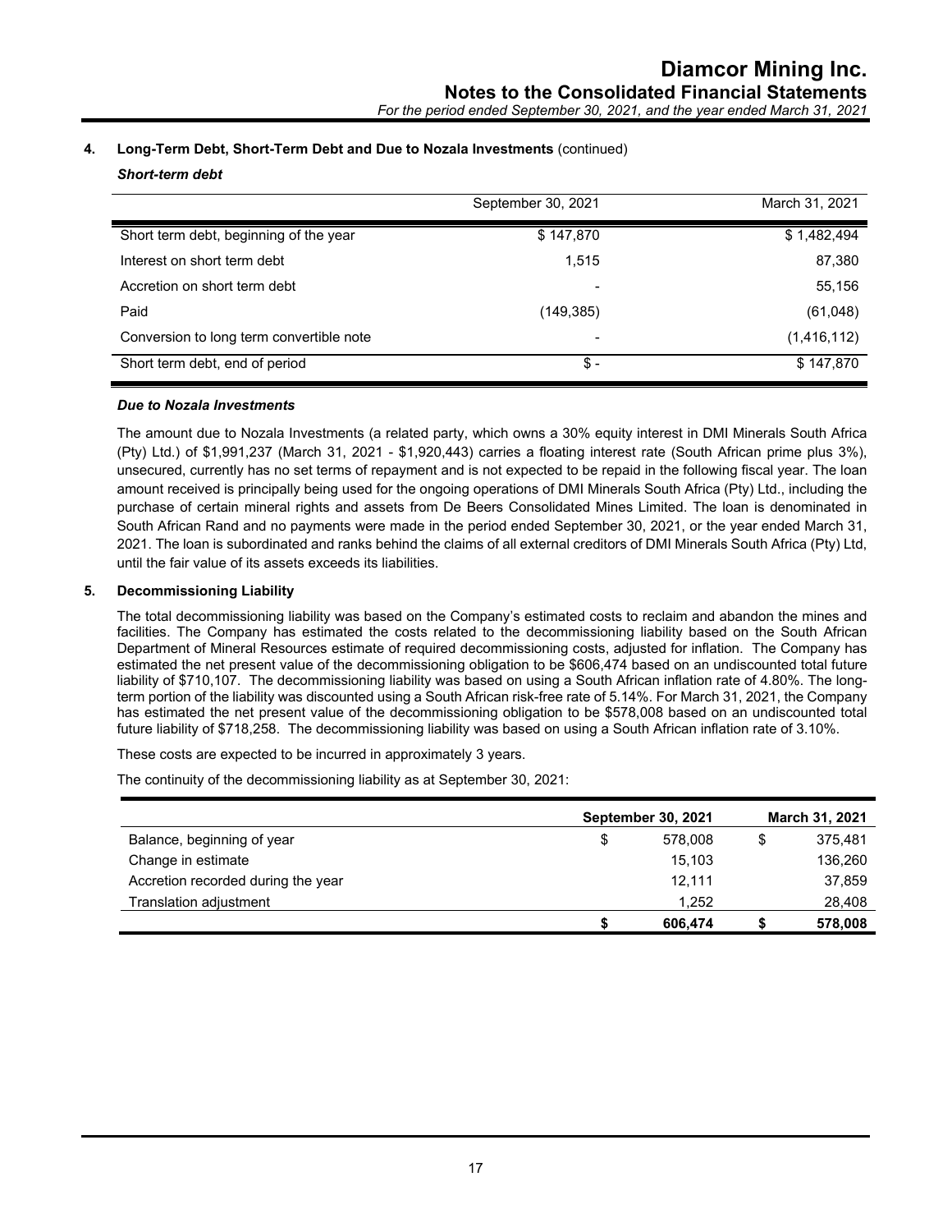## 4. Long-Term Debt, Short-Term Debt and Due to Nozala Investments (continued)

***Short-term debt***

| | September 30, 2021 | March 31, 2021 |
|---|---|---|
| Short term debt, beginning of the year | $ 147,870 | $ 1,482,494 |
| Interest on short term debt | 1,515 | 87,380 |
| Accretion on short term debt | - | 55,156 |
| Paid | (149,385) | (61,048) |
| Conversion to long term convertible note | - | (1,416,112) |
| Short term debt, end of period | $ - | $ 147,870 |

***Due to Nozala Investments***

The amount due to Nozala Investments (a related party, which owns a 30% equity interest in DMI Minerals South Africa (Pty) Ltd.) of $1,991,237 (March 31, 2021 - $1,920,443) carries a floating interest rate (South African prime plus 3%), unsecured, currently has no set terms of repayment and is not expected to be repaid in the following fiscal year. The loan amount received is principally being used for the ongoing operations of DMI Minerals South Africa (Pty) Ltd., including the purchase of certain mineral rights and assets from De Beers Consolidated Mines Limited. The loan is denominated in South African Rand and no payments were made in the period ended September 30, 2021, or the year ended March 31, 2021. The loan is subordinated and ranks behind the claims of all external creditors of DMI Minerals South Africa (Pty) Ltd, until the fair value of its assets exceeds its liabilities.

## 5. Decommissioning Liability

The total decommissioning liability was based on the Company's estimated costs to reclaim and abandon the mines and facilities. The Company has estimated the costs related to the decommissioning liability based on the South African Department of Mineral Resources estimate of required decommissioning costs, adjusted for inflation. The Company has estimated the net present value of the decommissioning obligation to be $606,474 based on an undiscounted total future liability of $710,107. The decommissioning liability was based on using a South African inflation rate of 4.80%. The long-term portion of the liability was discounted using a South African risk-free rate of 5.14%. For March 31, 2021, the Company has estimated the net present value of the decommissioning obligation to be $578,008 based on an undiscounted total future liability of $718,258. The decommissioning liability was based on using a South African inflation rate of 3.10%.

These costs are expected to be incurred in approximately 3 years.

The continuity of the decommissioning liability as at September 30, 2021:

| | September 30, 2021 | March 31, 2021 |
|---|---|---|
| Balance, beginning of year | $ 578,008 | $ 375,481 |
| Change in estimate | 15,103 | 136,260 |
| Accretion recorded during the year | 12,111 | 37,859 |
| Translation adjustment | 1,252 | 28,408 |
| | **$ 606,474** | **$ 578,008** |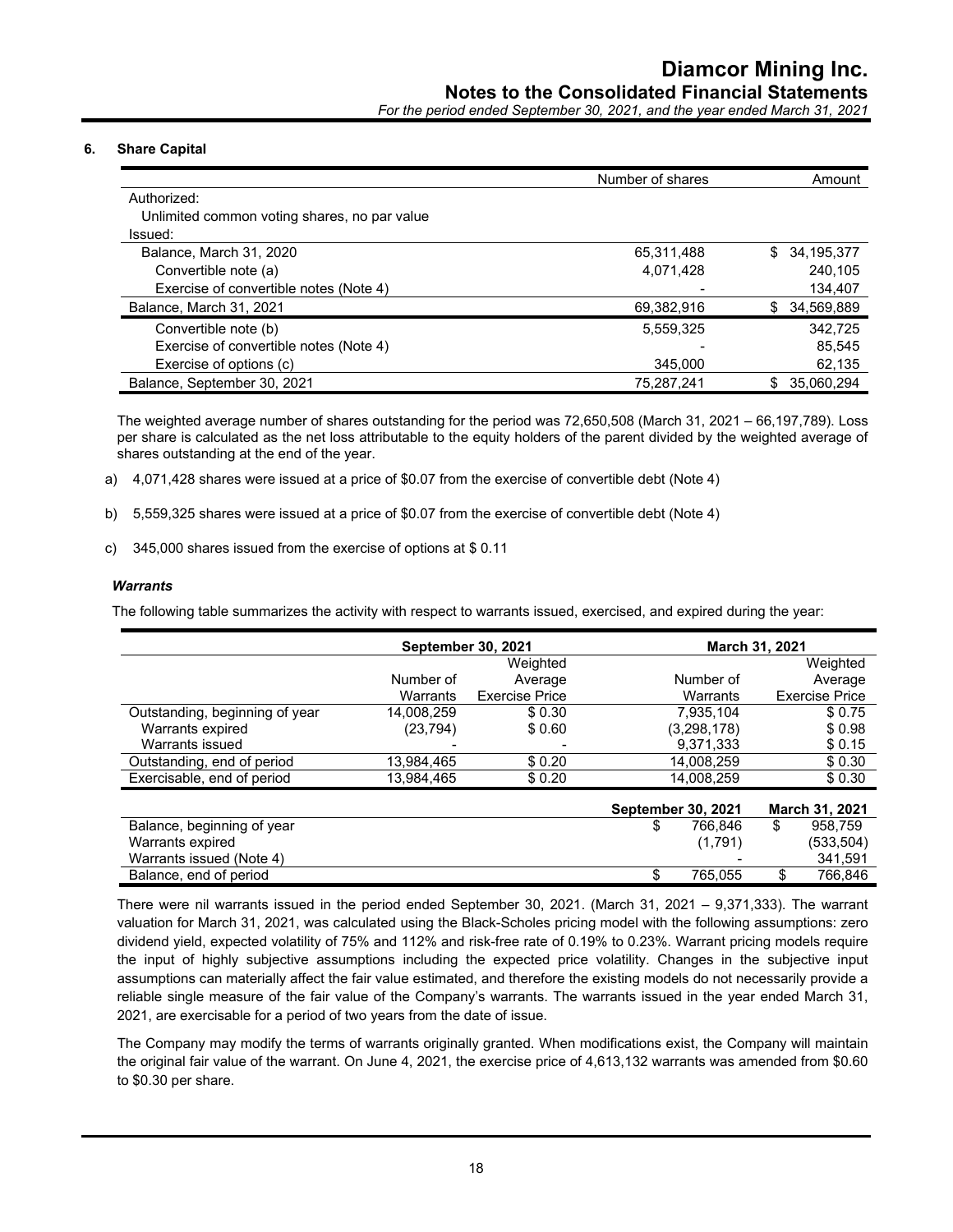## 6. Share Capital

| | Number of shares | Amount |
|---|---|---|
| Authorized: | | |
| Unlimited common voting shares, no par value | | |
| Issued: | | |
| Balance, March 31, 2020 | 65,311,488 | $ 34,195,377 |
| Convertible note (a) | 4,071,428 | 240,105 |
| Exercise of convertible notes (Note 4) | - | 134,407 |
| Balance, March 31, 2021 | 69,382,916 | $ 34,569,889 |
| Convertible note (b) | 5,559,325 | 342,725 |
| Exercise of convertible notes (Note 4) | - | 85,545 |
| Exercise of options (c) | 345,000 | 62,135 |
| Balance, September 30, 2021 | 75,287,241 | $ 35,060,294 |

The weighted average number of shares outstanding for the period was 72,650,508 (March 31, 2021 – 66,197,789). Loss per share is calculated as the net loss attributable to the equity holders of the parent divided by the weighted average of shares outstanding at the end of the year.

a) 4,071,428 shares were issued at a price of $0.07 from the exercise of convertible debt (Note 4)

b) 5,559,325 shares were issued at a price of $0.07 from the exercise of convertible debt (Note 4)

c) 345,000 shares issued from the exercise of options at $ 0.11

### *Warrants*

The following table summarizes the activity with respect to warrants issued, exercised, and expired during the year:

| | September 30, 2021 | | March 31, 2021 | |
|---|---|---|---|---|
| | Number of Warrants | Weighted Average Exercise Price | Number of Warrants | Weighted Average Exercise Price |
| Outstanding, beginning of year | 14,008,259 | $ 0.30 | 7,935,104 | $ 0.75 |
| Warrants expired | (23,794) | $ 0.60 | (3,298,178) | $ 0.98 |
| Warrants issued | - | - | 9,371,333 | $ 0.15 |
| Outstanding, end of period | 13,984,465 | $ 0.20 | 14,008,259 | $ 0.30 |
| Exercisable, end of period | 13,984,465 | $ 0.20 | 14,008,259 | $ 0.30 |

| | September 30, 2021 | March 31, 2021 |
|---|---|---|
| Balance, beginning of year | $ 766,846 | $ 958,759 |
| Warrants expired | (1,791) | (533,504) |
| Warrants issued (Note 4) | - | 341,591 |
| Balance, end of period | $ 765,055 | $ 766,846 |

There were nil warrants issued in the period ended September 30, 2021. (March 31, 2021 – 9,371,333). The warrant valuation for March 31, 2021, was calculated using the Black-Scholes pricing model with the following assumptions: zero dividend yield, expected volatility of 75% and 112% and risk-free rate of 0.19% to 0.23%. Warrant pricing models require the input of highly subjective assumptions including the expected price volatility. Changes in the subjective input assumptions can materially affect the fair value estimated, and therefore the existing models do not necessarily provide a reliable single measure of the fair value of the Company's warrants. The warrants issued in the year ended March 31, 2021, are exercisable for a period of two years from the date of issue.

The Company may modify the terms of warrants originally granted. When modifications exist, the Company will maintain the original fair value of the warrant. On June 4, 2021, the exercise price of 4,613,132 warrants was amended from $0.60 to $0.30 per share.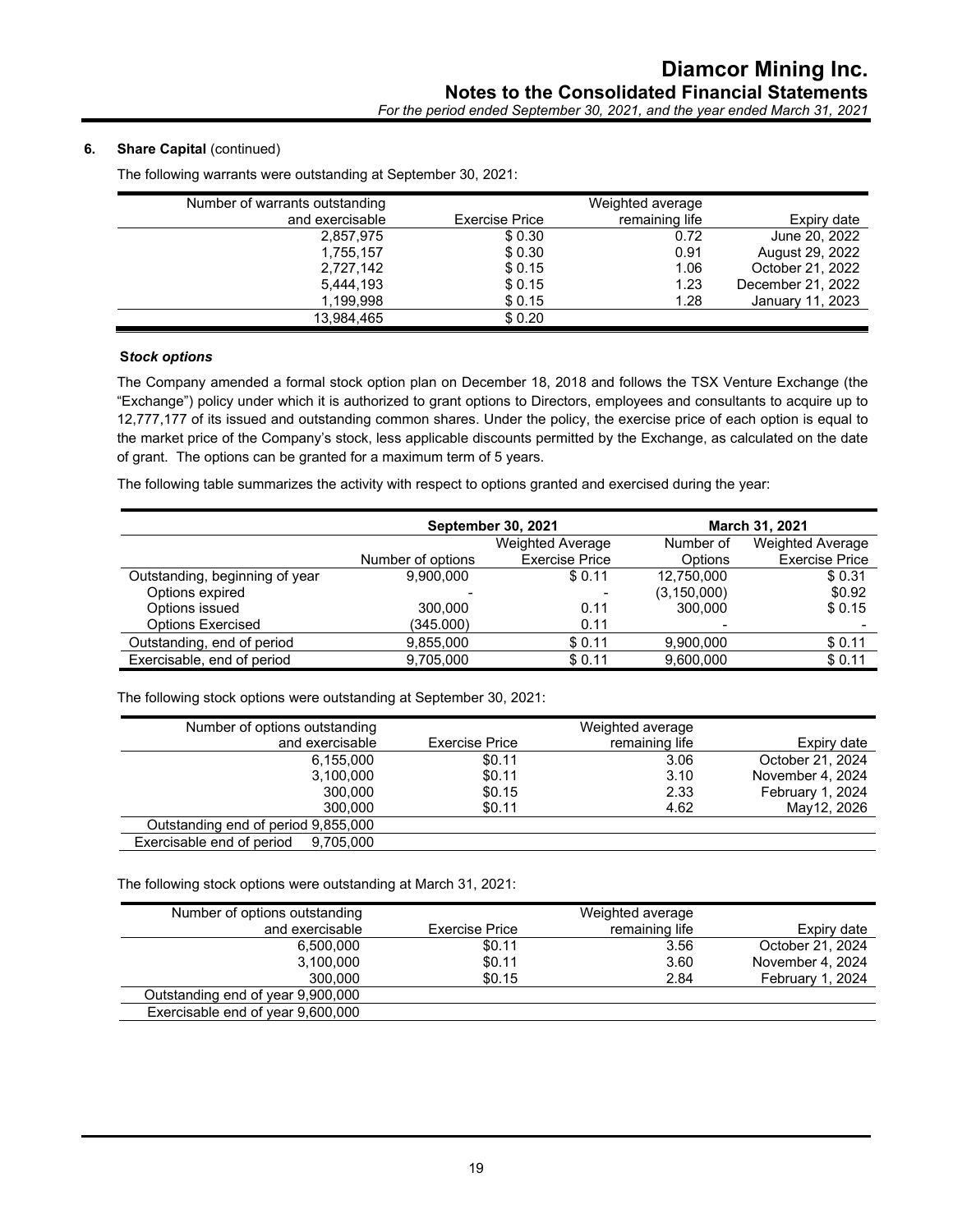**6. Share Capital** (continued)

The following warrants were outstanding at September 30, 2021:

| Number of warrants outstanding and exercisable | Exercise Price | Weighted average remaining life | Expiry date |
|---|---|---|---|
| 2,857,975 | $ 0.30 | 0.72 | June 20, 2022 |
| 1,755,157 | $ 0.30 | 0.91 | August 29, 2022 |
| 2,727,142 | $ 0.15 | 1.06 | October 21, 2022 |
| 5,444,193 | $ 0.15 | 1.23 | December 21, 2022 |
| 1,199,998 | $ 0.15 | 1.28 | January 11, 2023 |
| 13,984,465 | $ 0.20 | | |

***Stock options***

The Company amended a formal stock option plan on December 18, 2018 and follows the TSX Venture Exchange (the "Exchange") policy under which it is authorized to grant options to Directors, employees and consultants to acquire up to 12,777,177 of its issued and outstanding common shares. Under the policy, the exercise price of each option is equal to the market price of the Company's stock, less applicable discounts permitted by the Exchange, as calculated on the date of grant. The options can be granted for a maximum term of 5 years.

The following table summarizes the activity with respect to options granted and exercised during the year:

| | September 30, 2021 | | March 31, 2021 | |
|---|---|---|---|---|
| | Number of options | Weighted Average Exercise Price | Number of Options | Weighted Average Exercise Price |
| Outstanding, beginning of year | 9,900,000 | $ 0.11 | 12,750,000 | $ 0.31 |
| Options expired | - | - | (3,150,000) | $0.92 |
| Options issued | 300,000 | 0.11 | 300,000 | $ 0.15 |
| Options Exercised | (345.000) | 0.11 | - | - |
| Outstanding, end of period | 9,855,000 | $ 0.11 | 9,900,000 | $ 0.11 |
| Exercisable, end of period | 9,705,000 | $ 0.11 | 9,600,000 | $ 0.11 |

The following stock options were outstanding at September 30, 2021:

| Number of options outstanding and exercisable | Exercise Price | Weighted average remaining life | Expiry date |
|---|---|---|---|
| 6,155,000 | $0.11 | 3.06 | October 21, 2024 |
| 3,100,000 | $0.11 | 3.10 | November 4, 2024 |
| 300,000 | $0.15 | 2.33 | February 1, 2024 |
| 300,000 | $0.11 | 4.62 | May12, 2026 |
| Outstanding end of period 9,855,000 | | | |
| Exercisable end of period 9,705,000 | | | |

The following stock options were outstanding at March 31, 2021:

| Number of options outstanding and exercisable | Exercise Price | Weighted average remaining life | Expiry date |
|---|---|---|---|
| 6,500,000 | $0.11 | 3.56 | October 21, 2024 |
| 3,100,000 | $0.11 | 3.60 | November 4, 2024 |
| 300,000 | $0.15 | 2.84 | February 1, 2024 |
| Outstanding end of year 9,900,000 | | | |
| Exercisable end of year 9,600,000 | | | |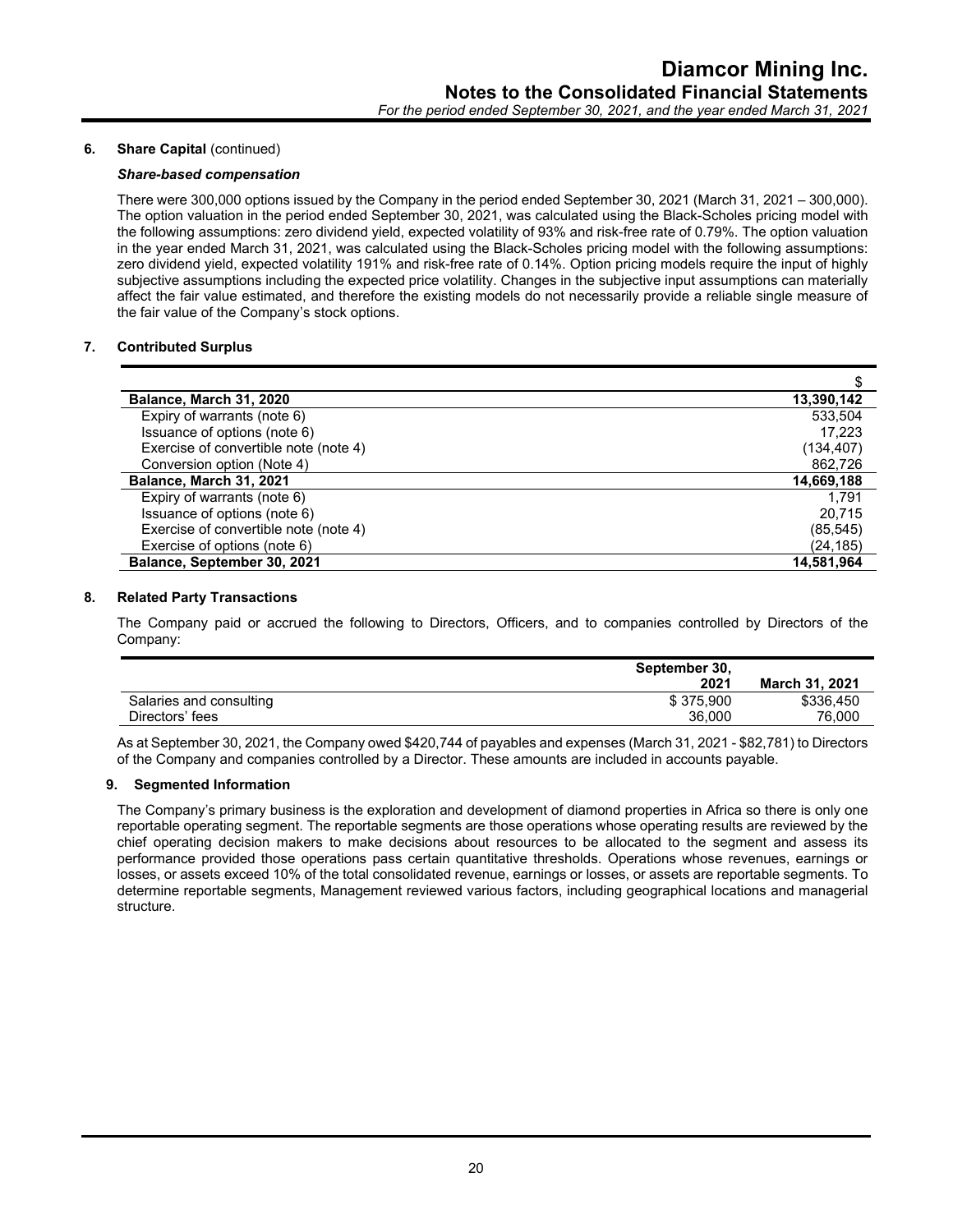### 6. Share Capital (continued)

***Share-based compensation***

There were 300,000 options issued by the Company in the period ended September 30, 2021 (March 31, 2021 – 300,000). The option valuation in the period ended September 30, 2021, was calculated using the Black-Scholes pricing model with the following assumptions: zero dividend yield, expected volatility of 93% and risk-free rate of 0.79%. The option valuation in the year ended March 31, 2021, was calculated using the Black-Scholes pricing model with the following assumptions: zero dividend yield, expected volatility 191% and risk-free rate of 0.14%. Option pricing models require the input of highly subjective assumptions including the expected price volatility. Changes in the subjective input assumptions can materially affect the fair value estimated, and therefore the existing models do not necessarily provide a reliable single measure of the fair value of the Company's stock options.

### 7. Contributed Surplus

| | $ |
|---|---|
| **Balance, March 31, 2020** | **13,390,142** |
| Expiry of warrants (note 6) | 533,504 |
| Issuance of options (note 6) | 17,223 |
| Exercise of convertible note (note 4) | (134,407) |
| Conversion option (Note 4) | 862,726 |
| **Balance, March 31, 2021** | **14,669,188** |
| Expiry of warrants (note 6) | 1,791 |
| Issuance of options (note 6) | 20,715 |
| Exercise of convertible note (note 4) | (85,545) |
| Exercise of options (note 6) | (24,185) |
| **Balance, September 30, 2021** | **14,581,964** |

### 8. Related Party Transactions

The Company paid or accrued the following to Directors, Officers, and to companies controlled by Directors of the Company:

| | September 30, 2021 | March 31, 2021 |
|---|---|---|
| Salaries and consulting | $ 375,900 | $336,450 |
| Directors' fees | 36,000 | 76,000 |

As at September 30, 2021, the Company owed $420,744 of payables and expenses (March 31, 2021 - $82,781) to Directors of the Company and companies controlled by a Director. These amounts are included in accounts payable.

### 9. Segmented Information

The Company's primary business is the exploration and development of diamond properties in Africa so there is only one reportable operating segment. The reportable segments are those operations whose operating results are reviewed by the chief operating decision makers to make decisions about resources to be allocated to the segment and assess its performance provided those operations pass certain quantitative thresholds. Operations whose revenues, earnings or losses, or assets exceed 10% of the total consolidated revenue, earnings or losses, or assets are reportable segments. To determine reportable segments, Management reviewed various factors, including geographical locations and managerial structure.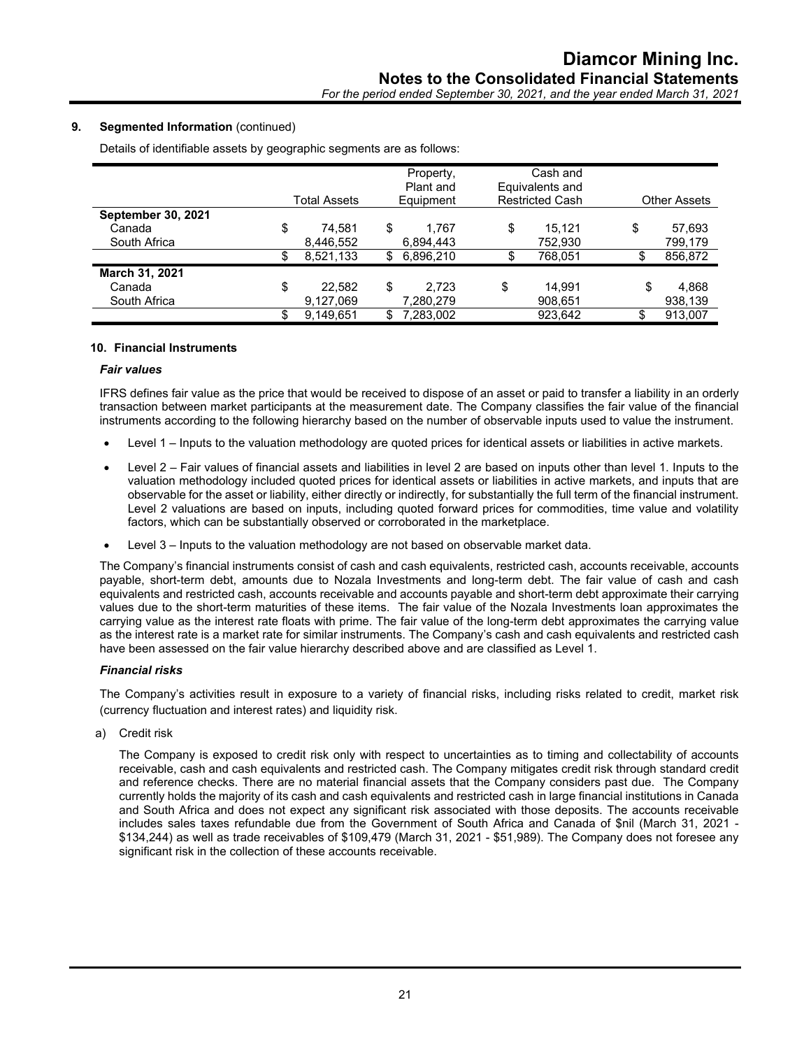**9. Segmented Information** (continued)

Details of identifiable assets by geographic segments are as follows:

| | Total Assets | Property, Plant and Equipment | Cash and Equivalents and Restricted Cash | Other Assets |
|---|---|---|---|---|
| **September 30, 2021** | | | | |
| Canada | $ 74,581 | $ 1,767 | $ 15,121 | $ 57,693 |
| South Africa | 8,446,552 | 6,894,443 | 752,930 | 799,179 |
| | $ 8,521,133 | $ 6,896,210 | $ 768,051 | $ 856,872 |
| **March 31, 2021** | | | | |
| Canada | $ 22,582 | $ 2,723 | $ 14,991 | $ 4,868 |
| South Africa | 9,127,069 | 7,280,279 | 908,651 | 938,139 |
| | $ 9,149,651 | $ 7,283,002 | 923,642 | $ 913,007 |

**10. Financial Instruments**

***Fair values***

IFRS defines fair value as the price that would be received to dispose of an asset or paid to transfer a liability in an orderly transaction between market participants at the measurement date. The Company classifies the fair value of the financial instruments according to the following hierarchy based on the number of observable inputs used to value the instrument.

- Level 1 – Inputs to the valuation methodology are quoted prices for identical assets or liabilities in active markets.
- Level 2 – Fair values of financial assets and liabilities in level 2 are based on inputs other than level 1. Inputs to the valuation methodology included quoted prices for identical assets or liabilities in active markets, and inputs that are observable for the asset or liability, either directly or indirectly, for substantially the full term of the financial instrument. Level 2 valuations are based on inputs, including quoted forward prices for commodities, time value and volatility factors, which can be substantially observed or corroborated in the marketplace.
- Level 3 – Inputs to the valuation methodology are not based on observable market data.

The Company's financial instruments consist of cash and cash equivalents, restricted cash, accounts receivable, accounts payable, short-term debt, amounts due to Nozala Investments and long-term debt. The fair value of cash and cash equivalents and restricted cash, accounts receivable and accounts payable and short-term debt approximate their carrying values due to the short-term maturities of these items. The fair value of the Nozala Investments loan approximates the carrying value as the interest rate floats with prime. The fair value of the long-term debt approximates the carrying value as the interest rate is a market rate for similar instruments. The Company's cash and cash equivalents and restricted cash have been assessed on the fair value hierarchy described above and are classified as Level 1.

***Financial risks***

The Company's activities result in exposure to a variety of financial risks, including risks related to credit, market risk (currency fluctuation and interest rates) and liquidity risk.

a) Credit risk

The Company is exposed to credit risk only with respect to uncertainties as to timing and collectability of accounts receivable, cash and cash equivalents and restricted cash. The Company mitigates credit risk through standard credit and reference checks. There are no material financial assets that the Company considers past due. The Company currently holds the majority of its cash and cash equivalents and restricted cash in large financial institutions in Canada and South Africa and does not expect any significant risk associated with those deposits. The accounts receivable includes sales taxes refundable due from the Government of South Africa and Canada of $nil (March 31, 2021 - $134,244) as well as trade receivables of $109,479 (March 31, 2021 - $51,989). The Company does not foresee any significant risk in the collection of these accounts receivable.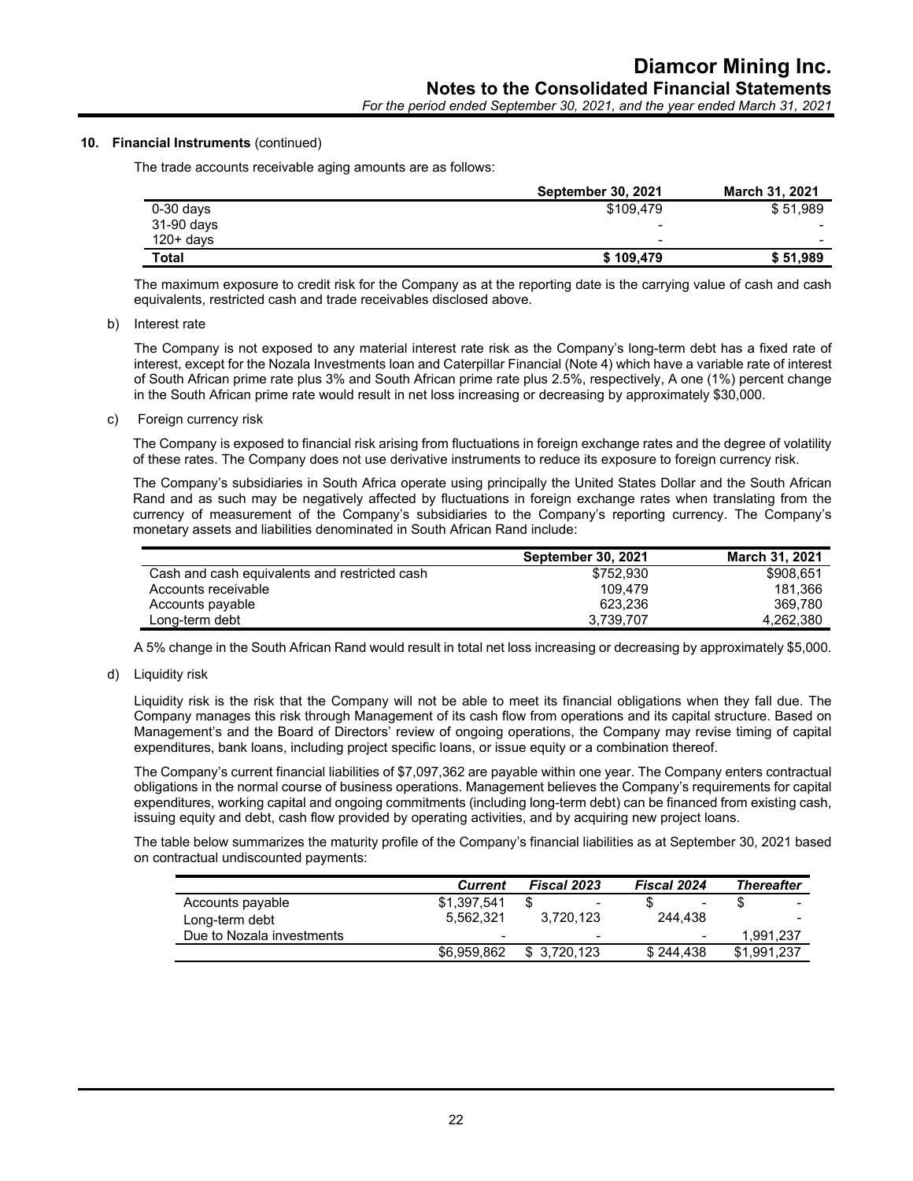**10. Financial Instruments** (continued)

The trade accounts receivable aging amounts are as follows:

| | September 30, 2021 | March 31, 2021 |
|---|---|---|
| 0-30 days | $109,479 | $ 51,989 |
| 31-90 days | - | - |
| 120+ days | - | - |
| **Total** | **$ 109,479** | **$ 51,989** |

The maximum exposure to credit risk for the Company as at the reporting date is the carrying value of cash and cash equivalents, restricted cash and trade receivables disclosed above.

b) Interest rate

The Company is not exposed to any material interest rate risk as the Company's long-term debt has a fixed rate of interest, except for the Nozala Investments loan and Caterpillar Financial (Note 4) which have a variable rate of interest of South African prime rate plus 3% and South African prime rate plus 2.5%, respectively, A one (1%) percent change in the South African prime rate would result in net loss increasing or decreasing by approximately $30,000.

c) Foreign currency risk

The Company is exposed to financial risk arising from fluctuations in foreign exchange rates and the degree of volatility of these rates. The Company does not use derivative instruments to reduce its exposure to foreign currency risk.

The Company's subsidiaries in South Africa operate using principally the United States Dollar and the South African Rand and as such may be negatively affected by fluctuations in foreign exchange rates when translating from the currency of measurement of the Company's subsidiaries to the Company's reporting currency. The Company's monetary assets and liabilities denominated in South African Rand include:

| | September 30, 2021 | March 31, 2021 |
|---|---|---|
| Cash and cash equivalents and restricted cash | $752,930 | $908,651 |
| Accounts receivable | 109,479 | 181,366 |
| Accounts payable | 623,236 | 369,780 |
| Long-term debt | 3,739,707 | 4,262,380 |

A 5% change in the South African Rand would result in total net loss increasing or decreasing by approximately $5,000.

d) Liquidity risk

Liquidity risk is the risk that the Company will not be able to meet its financial obligations when they fall due. The Company manages this risk through Management of its cash flow from operations and its capital structure. Based on Management's and the Board of Directors' review of ongoing operations, the Company may revise timing of capital expenditures, bank loans, including project specific loans, or issue equity or a combination thereof.

The Company's current financial liabilities of $7,097,362 are payable within one year. The Company enters contractual obligations in the normal course of business operations. Management believes the Company's requirements for capital expenditures, working capital and ongoing commitments (including long-term debt) can be financed from existing cash, issuing equity and debt, cash flow provided by operating activities, and by acquiring new project loans.

The table below summarizes the maturity profile of the Company's financial liabilities as at September 30, 2021 based on contractual undiscounted payments:

| | *Current* | *Fiscal 2023* | *Fiscal 2024* | *Thereafter* |
|---|---|---|---|---|
| Accounts payable | $1,397,541 | $ - | $ - | $ - |
| Long-term debt | 5,562,321 | 3,720,123 | 244,438 | - |
| Due to Nozala investments | - | - | - | 1,991,237 |
| | $6,959,862 | $ 3,720,123 | $ 244,438 | $1,991,237 |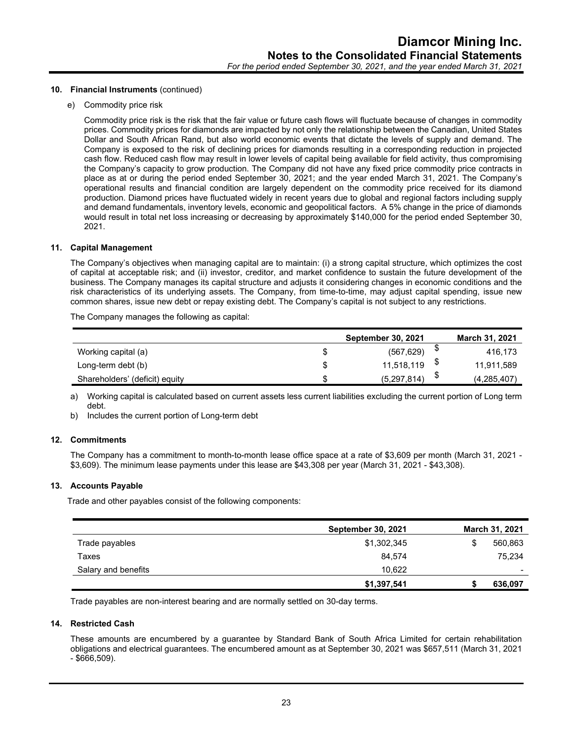## 10. Financial Instruments (continued)

e) Commodity price risk

Commodity price risk is the risk that the fair value or future cash flows will fluctuate because of changes in commodity prices. Commodity prices for diamonds are impacted by not only the relationship between the Canadian, United States Dollar and South African Rand, but also world economic events that dictate the levels of supply and demand. The Company is exposed to the risk of declining prices for diamonds resulting in a corresponding reduction in projected cash flow. Reduced cash flow may result in lower levels of capital being available for field activity, thus compromising the Company's capacity to grow production. The Company did not have any fixed price commodity price contracts in place as at or during the period ended September 30, 2021; and the year ended March 31, 2021. The Company's operational results and financial condition are largely dependent on the commodity price received for its diamond production. Diamond prices have fluctuated widely in recent years due to global and regional factors including supply and demand fundamentals, inventory levels, economic and geopolitical factors. A 5% change in the price of diamonds would result in total net loss increasing or decreasing by approximately $140,000 for the period ended September 30, 2021.

## 11. Capital Management

The Company's objectives when managing capital are to maintain: (i) a strong capital structure, which optimizes the cost of capital at acceptable risk; and (ii) investor, creditor, and market confidence to sustain the future development of the business. The Company manages its capital structure and adjusts it considering changes in economic conditions and the risk characteristics of its underlying assets. The Company, from time-to-time, may adjust capital spending, issue new common shares, issue new debt or repay existing debt. The Company's capital is not subject to any restrictions.

The Company manages the following as capital:

| | | September 30, 2021 | | March 31, 2021 |
|---|---|---|---|---|
| Working capital (a) | $ | (567,629) | $ | 416,173 |
| Long-term debt (b) | $ | 11,518,119 | $ | 11,911,589 |
| Shareholders' (deficit) equity | $ | (5,297,814) | $ | (4,285,407) |

a) Working capital is calculated based on current assets less current liabilities excluding the current portion of Long term debt.

b) Includes the current portion of Long-term debt

## 12. Commitments

The Company has a commitment to month-to-month lease office space at a rate of $3,609 per month (March 31, 2021 - $3,609). The minimum lease payments under this lease are $43,308 per year (March 31, 2021 - $43,308).

## 13. Accounts Payable

Trade and other payables consist of the following components:

| | September 30, 2021 | | March 31, 2021 |
|---|---|---|---|
| Trade payables | $1,302,345 | $ | 560,863 |
| Taxes | 84,574 | | 75,234 |
| Salary and benefits | 10,622 | | - |
| | **$1,397,541** | **$** | **636,097** |

Trade payables are non-interest bearing and are normally settled on 30-day terms.

## 14. Restricted Cash

These amounts are encumbered by a guarantee by Standard Bank of South Africa Limited for certain rehabilitation obligations and electrical guarantees. The encumbered amount as at September 30, 2021 was $657,511 (March 31, 2021 - $666,509).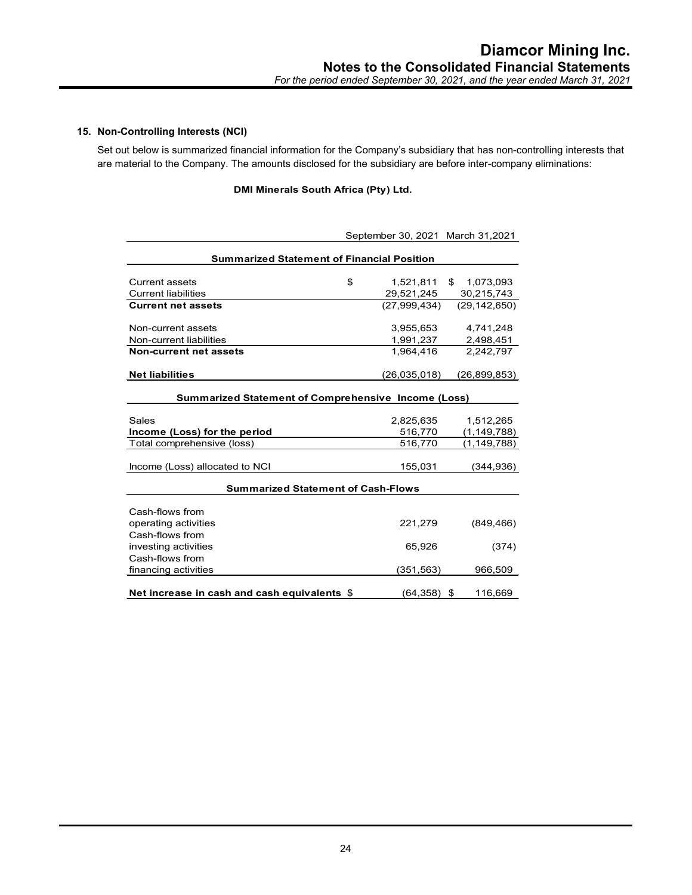## 15. Non-Controlling Interests (NCI)

Set out below is summarized financial information for the Company's subsidiary that has non-controlling interests that are material to the Company. The amounts disclosed for the subsidiary are before inter-company eliminations:

**DMI Minerals South Africa (Pty) Ltd.**

| | September 30, 2021 | March 31,2021 |
|---|---|---|
| **Summarized Statement of Financial Position** | | |
| Current assets | $ 1,521,811 | $ 1,073,093 |
| Current liabilities | 29,521,245 | 30,215,743 |
| **Current net assets** | (27,999,434) | (29,142,650) |
| Non-current assets | 3,955,653 | 4,741,248 |
| Non-current liabilities | 1,991,237 | 2,498,451 |
| **Non-current net assets** | 1,964,416 | 2,242,797 |
| **Net liabilities** | (26,035,018) | (26,899,853) |
| **Summarized Statement of Comprehensive Income (Loss)** | | |
| Sales | 2,825,635 | 1,512,265 |
| **Income (Loss) for the period** | 516,770 | (1,149,788) |
| Total comprehensive (loss) | 516,770 | (1,149,788) |
| Income (Loss) allocated to NCI | 155,031 | (344,936) |
| **Summarized Statement of Cash-Flows** | | |
| Cash-flows from operating activities | 221,279 | (849,466) |
| Cash-flows from investing activities | 65,926 | (374) |
| Cash-flows from financing activities | (351,563) | 966,509 |
| **Net increase in cash and cash equivalents** | $ (64,358) | $ 116,669 |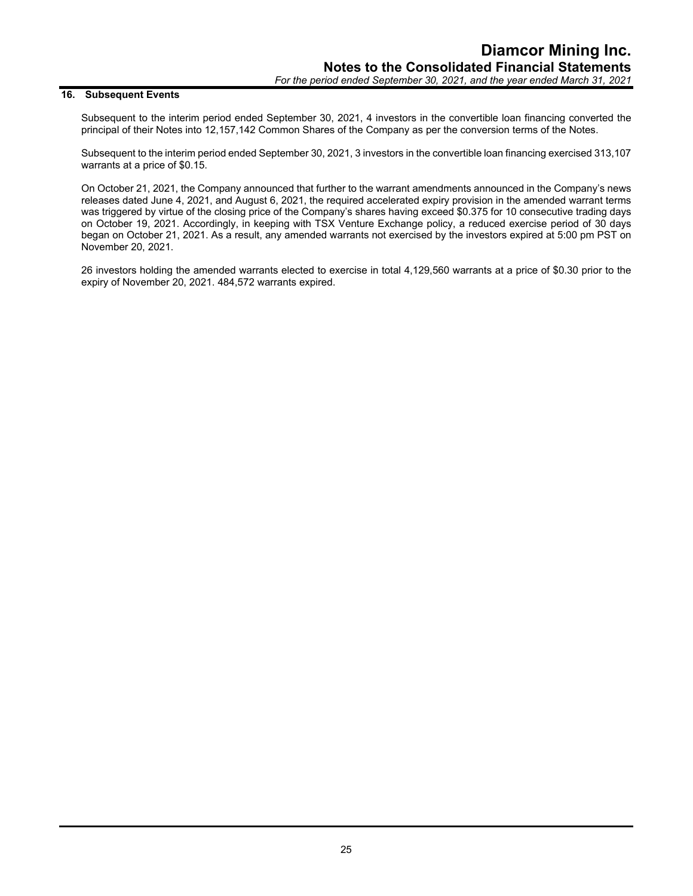## 16. Subsequent Events

Subsequent to the interim period ended September 30, 2021, 4 investors in the convertible loan financing converted the principal of their Notes into 12,157,142 Common Shares of the Company as per the conversion terms of the Notes.

Subsequent to the interim period ended September 30, 2021, 3 investors in the convertible loan financing exercised 313,107 warrants at a price of $0.15.

On October 21, 2021, the Company announced that further to the warrant amendments announced in the Company's news releases dated June 4, 2021, and August 6, 2021, the required accelerated expiry provision in the amended warrant terms was triggered by virtue of the closing price of the Company's shares having exceed $0.375 for 10 consecutive trading days on October 19, 2021. Accordingly, in keeping with TSX Venture Exchange policy, a reduced exercise period of 30 days began on October 21, 2021. As a result, any amended warrants not exercised by the investors expired at 5:00 pm PST on November 20, 2021.

26 investors holding the amended warrants elected to exercise in total 4,129,560 warrants at a price of $0.30 prior to the expiry of November 20, 2021. 484,572 warrants expired.